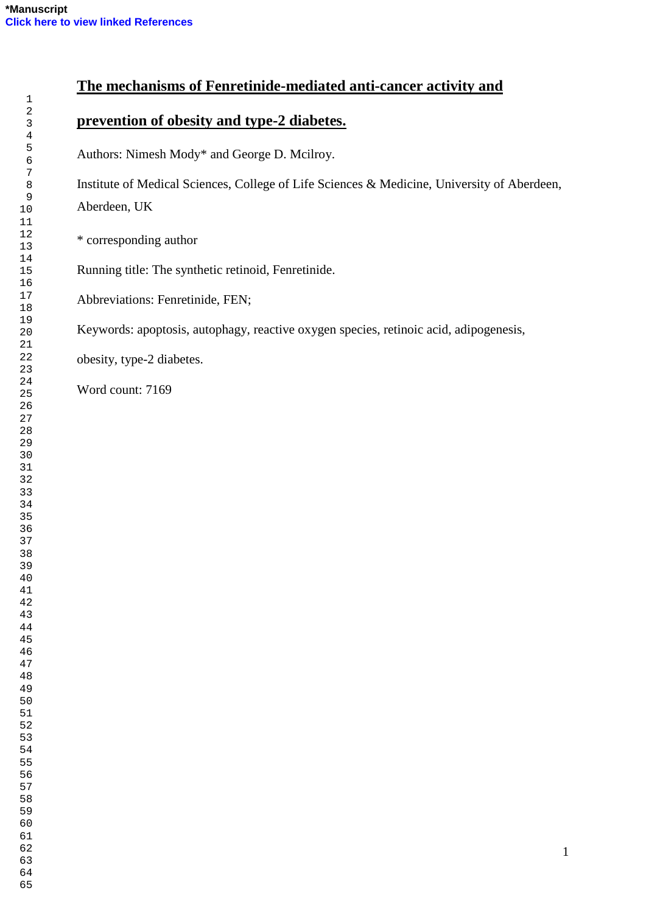*Manuscript

Click here to view linked References

# The mechanisms of Fenretinide-mediated anti-cancer activity and prevention of obesity and type-2 diabetes.

Authors: Nimesh Mody* and George D. Mcilroy.

Institute of Medical Sciences, College of Life Sciences & Medicine, University of Aberdeen, Aberdeen, UK

* corresponding author

Running title: The synthetic retinoid, Fenretinide.

Abbreviations: Fenretinide, FEN;

Keywords: apoptosis, autophagy, reactive oxygen species, retinoic acid, adipogenesis, obesity, type-2 diabetes.

Word count: 7169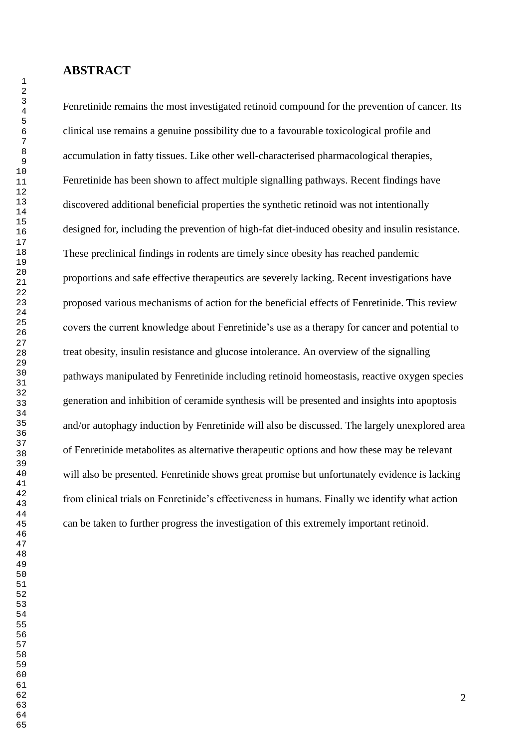## ABSTRACT

Fenretinide remains the most investigated retinoid compound for the prevention of cancer. Its clinical use remains a genuine possibility due to a favourable toxicological profile and accumulation in fatty tissues. Like other well-characterised pharmacological therapies, Fenretinide has been shown to affect multiple signalling pathways. Recent findings have discovered additional beneficial properties the synthetic retinoid was not intentionally designed for, including the prevention of high-fat diet-induced obesity and insulin resistance. These preclinical findings in rodents are timely since obesity has reached pandemic proportions and safe effective therapeutics are severely lacking. Recent investigations have proposed various mechanisms of action for the beneficial effects of Fenretinide. This review covers the current knowledge about Fenretinide's use as a therapy for cancer and potential to treat obesity, insulin resistance and glucose intolerance. An overview of the signalling pathways manipulated by Fenretinide including retinoid homeostasis, reactive oxygen species generation and inhibition of ceramide synthesis will be presented and insights into apoptosis and/or autophagy induction by Fenretinide will also be discussed. The largely unexplored area of Fenretinide metabolites as alternative therapeutic options and how these may be relevant will also be presented. Fenretinide shows great promise but unfortunately evidence is lacking from clinical trials on Fenretinide's effectiveness in humans. Finally we identify what action can be taken to further progress the investigation of this extremely important retinoid.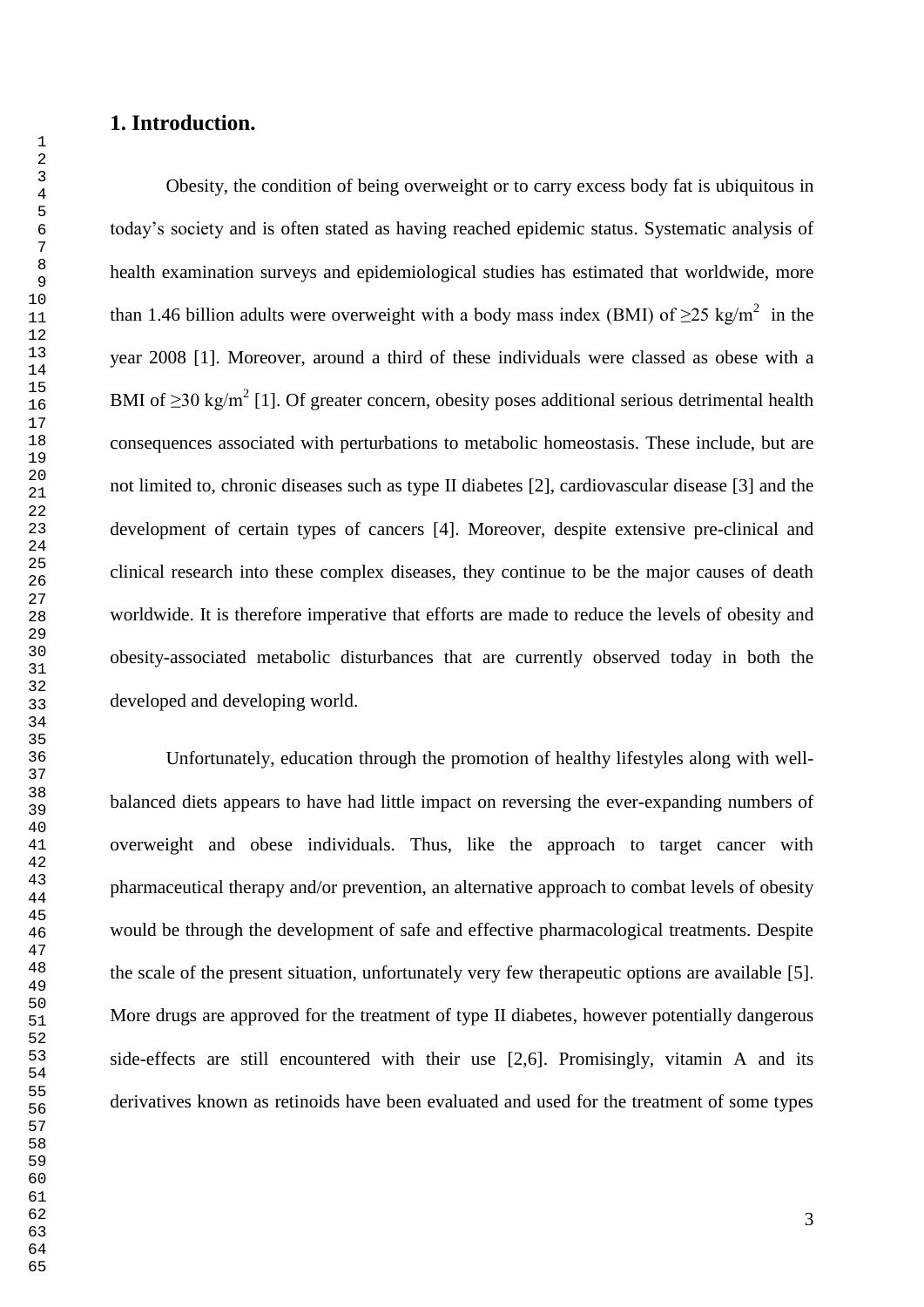## 1. Introduction.

Obesity, the condition of being overweight or to carry excess body fat is ubiquitous in today's society and is often stated as having reached epidemic status. Systematic analysis of health examination surveys and epidemiological studies has estimated that worldwide, more than 1.46 billion adults were overweight with a body mass index (BMI) of $\geq 25$ kg/m$^2$ in the year 2008 [1]. Moreover, around a third of these individuals were classed as obese with a BMI of $\geq 30$ kg/m$^2$ [1]. Of greater concern, obesity poses additional serious detrimental health consequences associated with perturbations to metabolic homeostasis. These include, but are not limited to, chronic diseases such as type II diabetes [2], cardiovascular disease [3] and the development of certain types of cancers [4]. Moreover, despite extensive pre-clinical and clinical research into these complex diseases, they continue to be the major causes of death worldwide. It is therefore imperative that efforts are made to reduce the levels of obesity and obesity-associated metabolic disturbances that are currently observed today in both the developed and developing world.

Unfortunately, education through the promotion of healthy lifestyles along with well-balanced diets appears to have had little impact on reversing the ever-expanding numbers of overweight and obese individuals. Thus, like the approach to target cancer with pharmaceutical therapy and/or prevention, an alternative approach to combat levels of obesity would be through the development of safe and effective pharmacological treatments. Despite the scale of the present situation, unfortunately very few therapeutic options are available [5]. More drugs are approved for the treatment of type II diabetes, however potentially dangerous side-effects are still encountered with their use [2,6]. Promisingly, vitamin A and its derivatives known as retinoids have been evaluated and used for the treatment of some types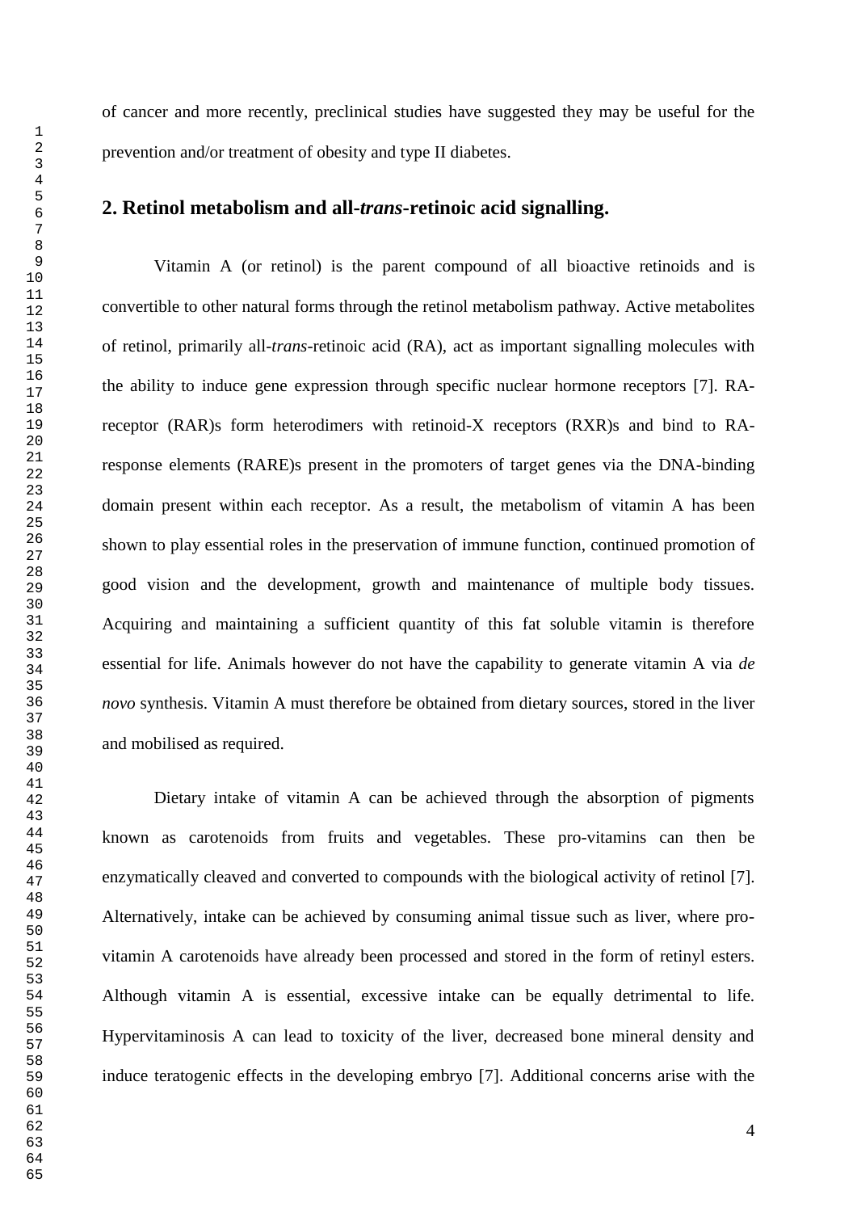of cancer and more recently, preclinical studies have suggested they may be useful for the prevention and/or treatment of obesity and type II diabetes.

## 2. Retinol metabolism and all-*trans*-retinoic acid signalling.

Vitamin A (or retinol) is the parent compound of all bioactive retinoids and is convertible to other natural forms through the retinol metabolism pathway. Active metabolites of retinol, primarily all-*trans*-retinoic acid (RA), act as important signalling molecules with the ability to induce gene expression through specific nuclear hormone receptors [7]. RA-receptor (RAR)s form heterodimers with retinoid-X receptors (RXR)s and bind to RA-response elements (RARE)s present in the promoters of target genes via the DNA-binding domain present within each receptor. As a result, the metabolism of vitamin A has been shown to play essential roles in the preservation of immune function, continued promotion of good vision and the development, growth and maintenance of multiple body tissues. Acquiring and maintaining a sufficient quantity of this fat soluble vitamin is therefore essential for life. Animals however do not have the capability to generate vitamin A via *de novo* synthesis. Vitamin A must therefore be obtained from dietary sources, stored in the liver and mobilised as required.

Dietary intake of vitamin A can be achieved through the absorption of pigments known as carotenoids from fruits and vegetables. These pro-vitamins can then be enzymatically cleaved and converted to compounds with the biological activity of retinol [7]. Alternatively, intake can be achieved by consuming animal tissue such as liver, where pro-vitamin A carotenoids have already been processed and stored in the form of retinyl esters. Although vitamin A is essential, excessive intake can be equally detrimental to life. Hypervitaminosis A can lead to toxicity of the liver, decreased bone mineral density and induce teratogenic effects in the developing embryo [7]. Additional concerns arise with the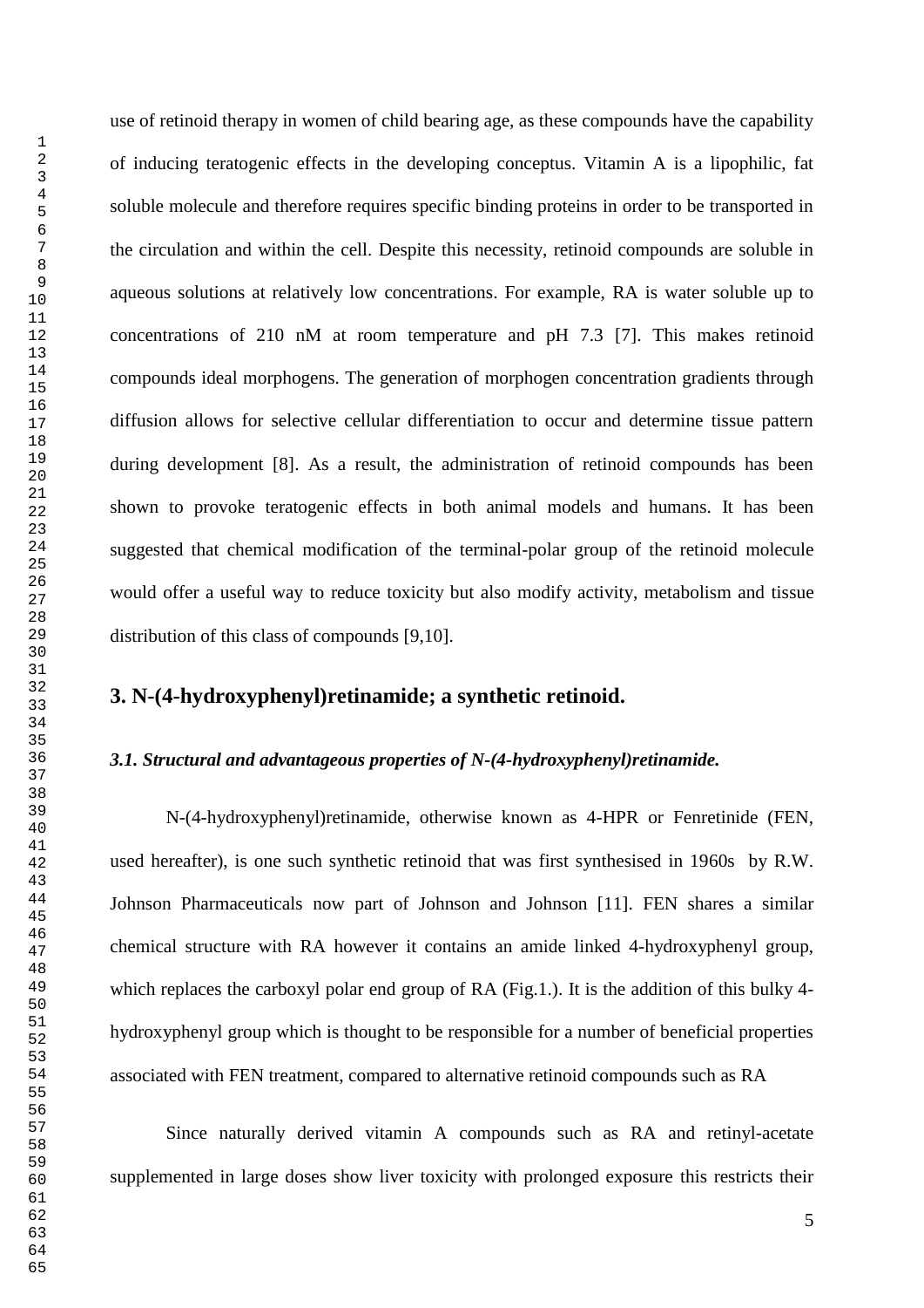use of retinoid therapy in women of child bearing age, as these compounds have the capability of inducing teratogenic effects in the developing conceptus. Vitamin A is a lipophilic, fat soluble molecule and therefore requires specific binding proteins in order to be transported in the circulation and within the cell. Despite this necessity, retinoid compounds are soluble in aqueous solutions at relatively low concentrations. For example, RA is water soluble up to concentrations of 210 nM at room temperature and pH 7.3 [7]. This makes retinoid compounds ideal morphogens. The generation of morphogen concentration gradients through diffusion allows for selective cellular differentiation to occur and determine tissue pattern during development [8]. As a result, the administration of retinoid compounds has been shown to provoke teratogenic effects in both animal models and humans. It has been suggested that chemical modification of the terminal-polar group of the retinoid molecule would offer a useful way to reduce toxicity but also modify activity, metabolism and tissue distribution of this class of compounds [9,10].

## 3. N-(4-hydroxyphenyl)retinamide; a synthetic retinoid.

### *3.1. Structural and advantageous properties of N-(4-hydroxyphenyl)retinamide.*

N-(4-hydroxyphenyl)retinamide, otherwise known as 4-HPR or Fenretinide (FEN, used hereafter), is one such synthetic retinoid that was first synthesised in 1960s by R.W. Johnson Pharmaceuticals now part of Johnson and Johnson [11]. FEN shares a similar chemical structure with RA however it contains an amide linked 4-hydroxyphenyl group, which replaces the carboxyl polar end group of RA (Fig.1.). It is the addition of this bulky 4-hydroxyphenyl group which is thought to be responsible for a number of beneficial properties associated with FEN treatment, compared to alternative retinoid compounds such as RA

Since naturally derived vitamin A compounds such as RA and retinyl-acetate supplemented in large doses show liver toxicity with prolonged exposure this restricts their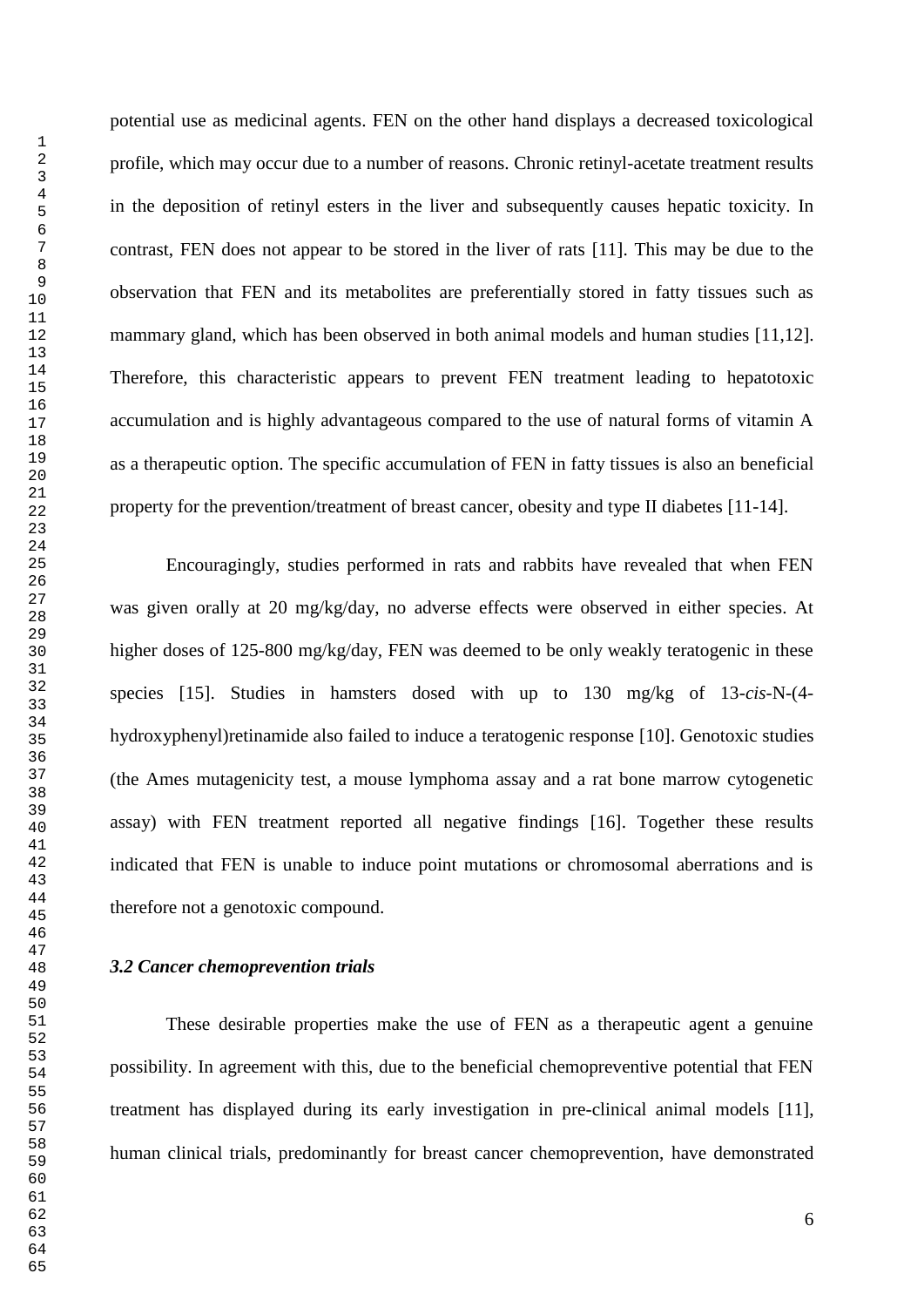potential use as medicinal agents. FEN on the other hand displays a decreased toxicological profile, which may occur due to a number of reasons. Chronic retinyl-acetate treatment results in the deposition of retinyl esters in the liver and subsequently causes hepatic toxicity. In contrast, FEN does not appear to be stored in the liver of rats [11]. This may be due to the observation that FEN and its metabolites are preferentially stored in fatty tissues such as mammary gland, which has been observed in both animal models and human studies [11,12]. Therefore, this characteristic appears to prevent FEN treatment leading to hepatotoxic accumulation and is highly advantageous compared to the use of natural forms of vitamin A as a therapeutic option. The specific accumulation of FEN in fatty tissues is also an beneficial property for the prevention/treatment of breast cancer, obesity and type II diabetes [11-14].

Encouragingly, studies performed in rats and rabbits have revealed that when FEN was given orally at 20 mg/kg/day, no adverse effects were observed in either species. At higher doses of 125-800 mg/kg/day, FEN was deemed to be only weakly teratogenic in these species [15]. Studies in hamsters dosed with up to 130 mg/kg of 13-*cis*-N-(4-hydroxyphenyl)retinamide also failed to induce a teratogenic response [10]. Genotoxic studies (the Ames mutagenicity test, a mouse lymphoma assay and a rat bone marrow cytogenetic assay) with FEN treatment reported all negative findings [16]. Together these results indicated that FEN is unable to induce point mutations or chromosomal aberrations and is therefore not a genotoxic compound.

### *3.2 Cancer chemoprevention trials*

These desirable properties make the use of FEN as a therapeutic agent a genuine possibility. In agreement with this, due to the beneficial chemopreventive potential that FEN treatment has displayed during its early investigation in pre-clinical animal models [11], human clinical trials, predominantly for breast cancer chemoprevention, have demonstrated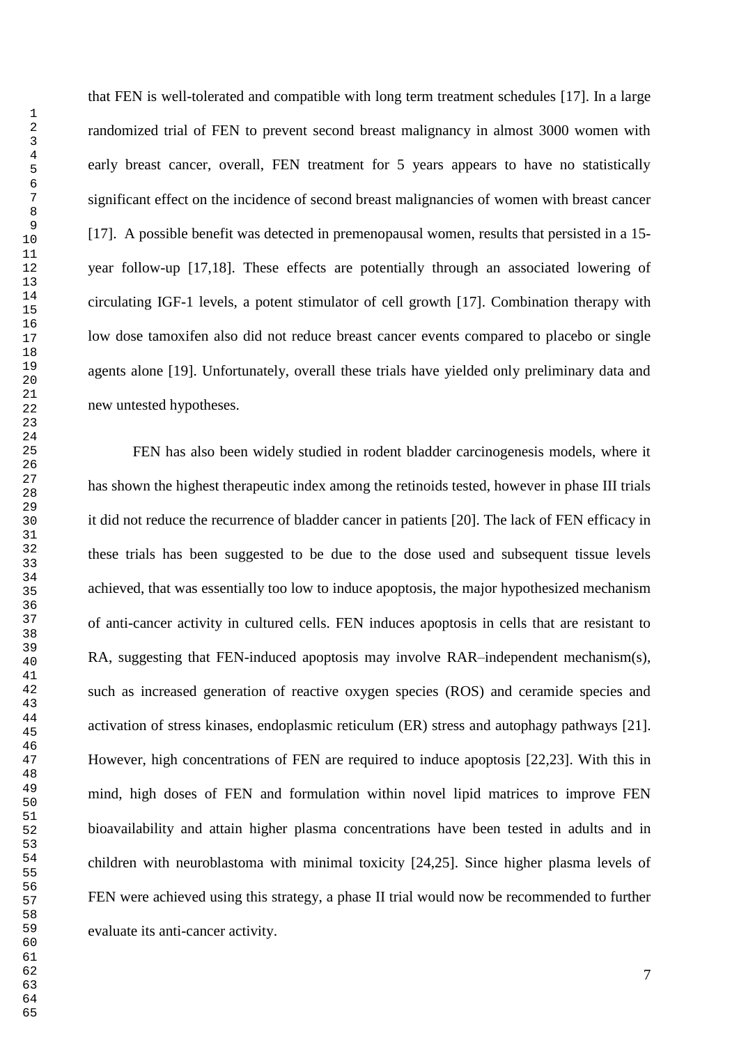that FEN is well-tolerated and compatible with long term treatment schedules [17]. In a large randomized trial of FEN to prevent second breast malignancy in almost 3000 women with early breast cancer, overall, FEN treatment for 5 years appears to have no statistically significant effect on the incidence of second breast malignancies of women with breast cancer [17]. A possible benefit was detected in premenopausal women, results that persisted in a 15-year follow-up [17,18]. These effects are potentially through an associated lowering of circulating IGF-1 levels, a potent stimulator of cell growth [17]. Combination therapy with low dose tamoxifen also did not reduce breast cancer events compared to placebo or single agents alone [19]. Unfortunately, overall these trials have yielded only preliminary data and new untested hypotheses.

FEN has also been widely studied in rodent bladder carcinogenesis models, where it has shown the highest therapeutic index among the retinoids tested, however in phase III trials it did not reduce the recurrence of bladder cancer in patients [20]. The lack of FEN efficacy in these trials has been suggested to be due to the dose used and subsequent tissue levels achieved, that was essentially too low to induce apoptosis, the major hypothesized mechanism of anti-cancer activity in cultured cells. FEN induces apoptosis in cells that are resistant to RA, suggesting that FEN-induced apoptosis may involve RAR–independent mechanism(s), such as increased generation of reactive oxygen species (ROS) and ceramide species and activation of stress kinases, endoplasmic reticulum (ER) stress and autophagy pathways [21]. However, high concentrations of FEN are required to induce apoptosis [22,23]. With this in mind, high doses of FEN and formulation within novel lipid matrices to improve FEN bioavailability and attain higher plasma concentrations have been tested in adults and in children with neuroblastoma with minimal toxicity [24,25]. Since higher plasma levels of FEN were achieved using this strategy, a phase II trial would now be recommended to further evaluate its anti-cancer activity.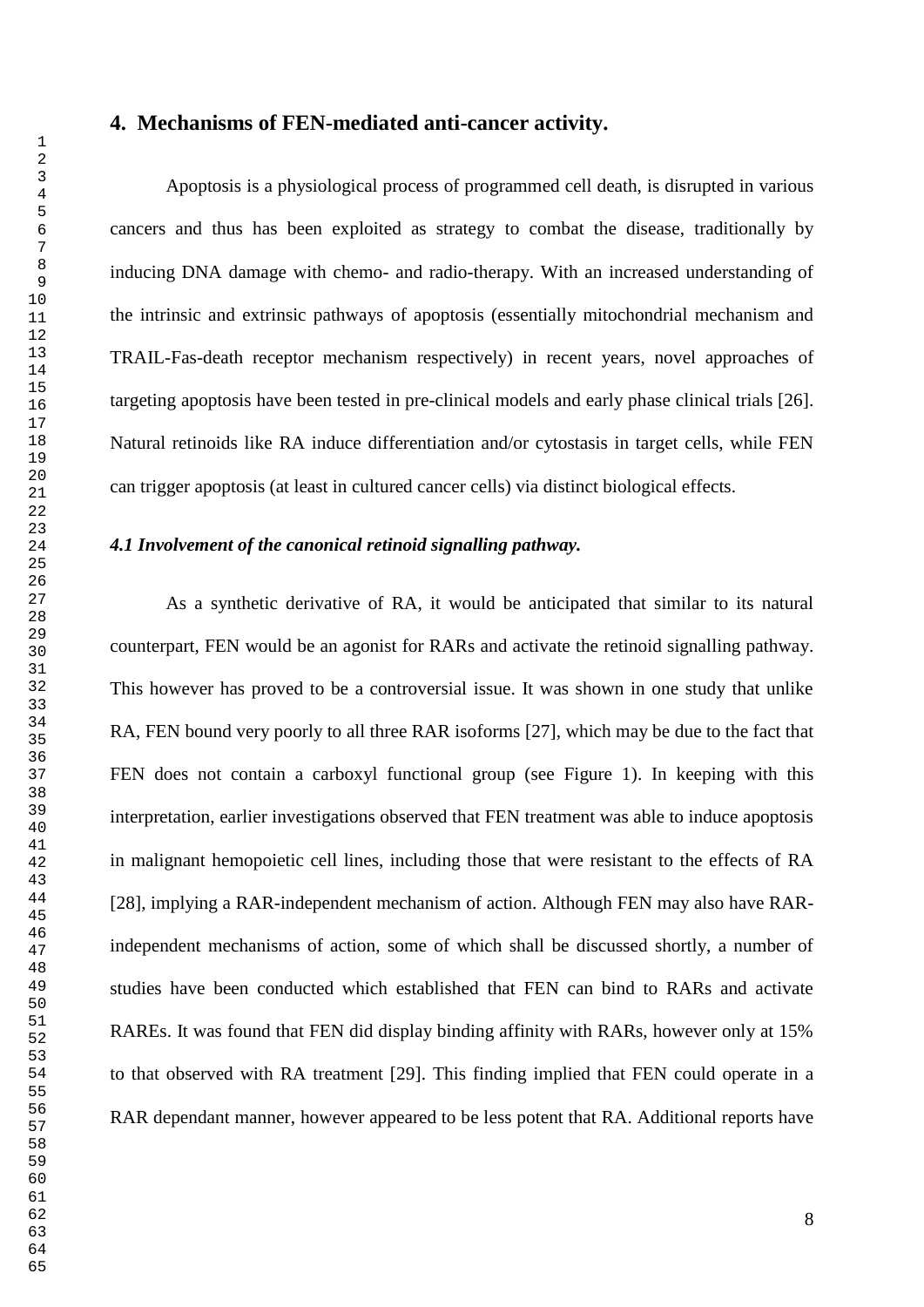## 4. Mechanisms of FEN-mediated anti-cancer activity.

Apoptosis is a physiological process of programmed cell death, is disrupted in various cancers and thus has been exploited as strategy to combat the disease, traditionally by inducing DNA damage with chemo- and radio-therapy. With an increased understanding of the intrinsic and extrinsic pathways of apoptosis (essentially mitochondrial mechanism and TRAIL-Fas-death receptor mechanism respectively) in recent years, novel approaches of targeting apoptosis have been tested in pre-clinical models and early phase clinical trials [26]. Natural retinoids like RA induce differentiation and/or cytostasis in target cells, while FEN can trigger apoptosis (at least in cultured cancer cells) via distinct biological effects.

### *4.1 Involvement of the canonical retinoid signalling pathway.*

As a synthetic derivative of RA, it would be anticipated that similar to its natural counterpart, FEN would be an agonist for RARs and activate the retinoid signalling pathway. This however has proved to be a controversial issue. It was shown in one study that unlike RA, FEN bound very poorly to all three RAR isoforms [27], which may be due to the fact that FEN does not contain a carboxyl functional group (see Figure 1). In keeping with this interpretation, earlier investigations observed that FEN treatment was able to induce apoptosis in malignant hemopoietic cell lines, including those that were resistant to the effects of RA [28], implying a RAR-independent mechanism of action. Although FEN may also have RAR-independent mechanisms of action, some of which shall be discussed shortly, a number of studies have been conducted which established that FEN can bind to RARs and activate RAREs. It was found that FEN did display binding affinity with RARs, however only at 15% to that observed with RA treatment [29]. This finding implied that FEN could operate in a RAR dependant manner, however appeared to be less potent that RA. Additional reports have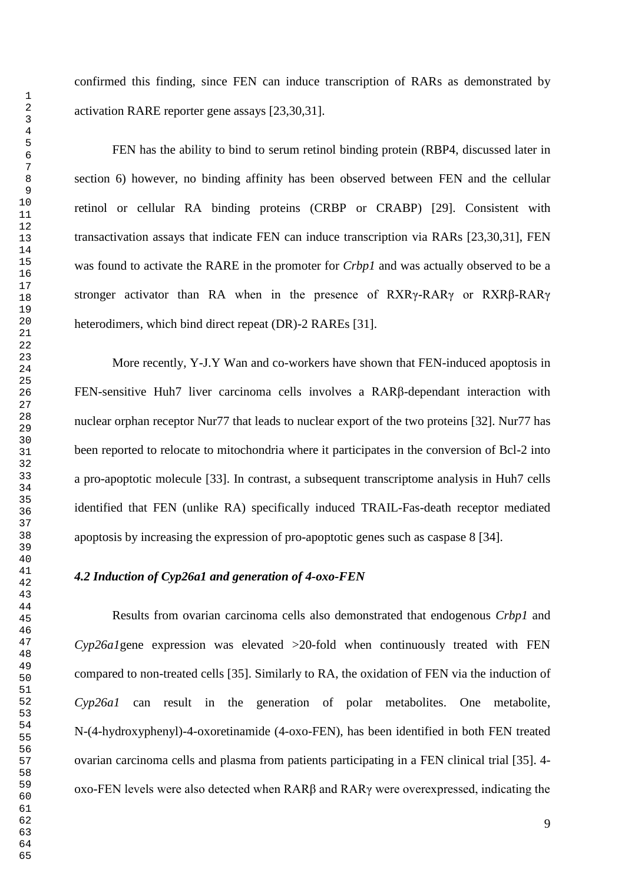confirmed this finding, since FEN can induce transcription of RARs as demonstrated by activation RARE reporter gene assays [23,30,31].

FEN has the ability to bind to serum retinol binding protein (RBP4, discussed later in section 6) however, no binding affinity has been observed between FEN and the cellular retinol or cellular RA binding proteins (CRBP or CRABP) [29]. Consistent with transactivation assays that indicate FEN can induce transcription via RARs [23,30,31], FEN was found to activate the RARE in the promoter for *Crbp1* and was actually observed to be a stronger activator than RA when in the presence of RXRγ-RARγ or RXRβ-RARγ heterodimers, which bind direct repeat (DR)-2 RAREs [31].

More recently, Y-J.Y Wan and co-workers have shown that FEN-induced apoptosis in FEN-sensitive Huh7 liver carcinoma cells involves a RARβ-dependant interaction with nuclear orphan receptor Nur77 that leads to nuclear export of the two proteins [32]. Nur77 has been reported to relocate to mitochondria where it participates in the conversion of Bcl-2 into a pro-apoptotic molecule [33]. In contrast, a subsequent transcriptome analysis in Huh7 cells identified that FEN (unlike RA) specifically induced TRAIL-Fas-death receptor mediated apoptosis by increasing the expression of pro-apoptotic genes such as caspase 8 [34].

### *4.2 Induction of Cyp26a1 and generation of 4-oxo-FEN*

Results from ovarian carcinoma cells also demonstrated that endogenous *Crbp1* and *Cyp26a1*gene expression was elevated >20-fold when continuously treated with FEN compared to non-treated cells [35]. Similarly to RA, the oxidation of FEN via the induction of *Cyp26a1* can result in the generation of polar metabolites. One metabolite, N-(4-hydroxyphenyl)-4-oxoretinamide (4-oxo-FEN), has been identified in both FEN treated ovarian carcinoma cells and plasma from patients participating in a FEN clinical trial [35]. 4-oxo-FEN levels were also detected when RARβ and RARγ were overexpressed, indicating the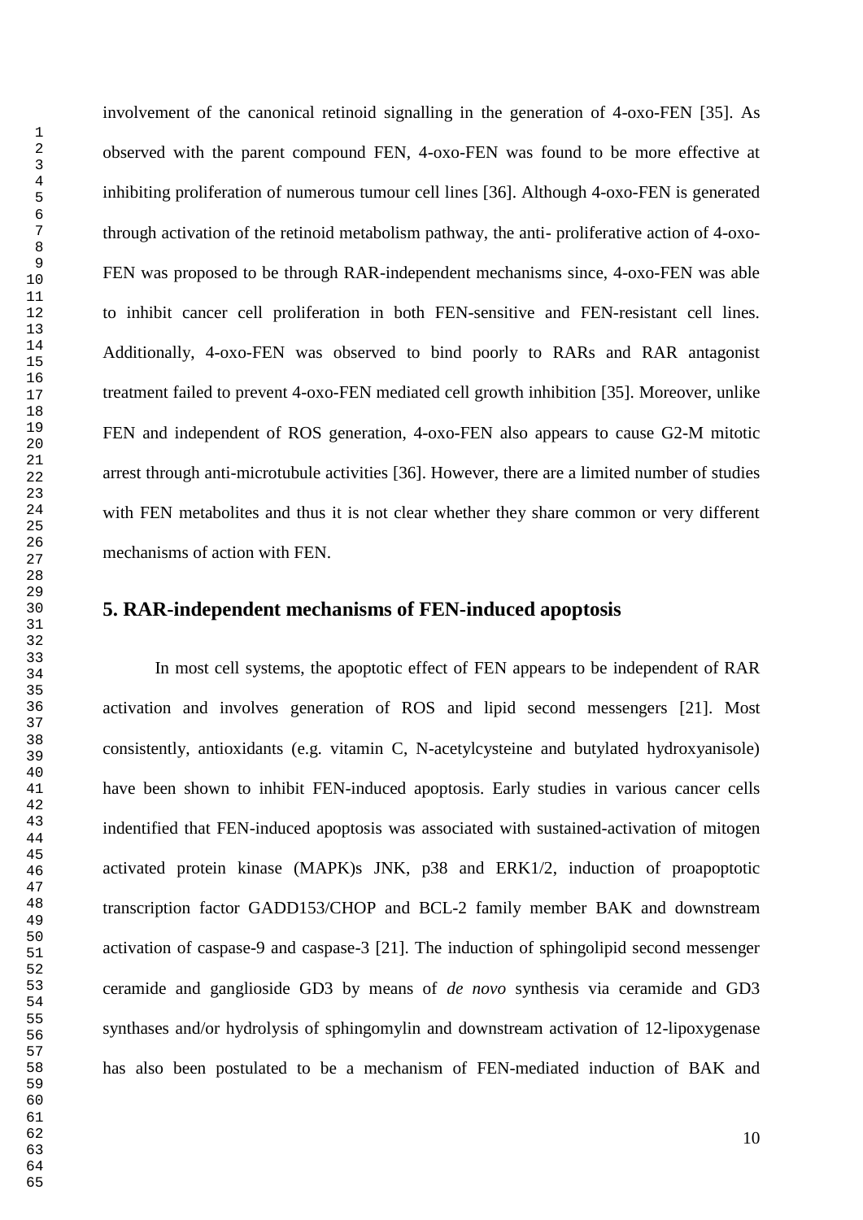involvement of the canonical retinoid signalling in the generation of 4-oxo-FEN [35]. As observed with the parent compound FEN, 4-oxo-FEN was found to be more effective at inhibiting proliferation of numerous tumour cell lines [36]. Although 4-oxo-FEN is generated through activation of the retinoid metabolism pathway, the anti- proliferative action of 4-oxo-FEN was proposed to be through RAR-independent mechanisms since, 4-oxo-FEN was able to inhibit cancer cell proliferation in both FEN-sensitive and FEN-resistant cell lines. Additionally, 4-oxo-FEN was observed to bind poorly to RARs and RAR antagonist treatment failed to prevent 4-oxo-FEN mediated cell growth inhibition [35]. Moreover, unlike FEN and independent of ROS generation, 4-oxo-FEN also appears to cause G2-M mitotic arrest through anti-microtubule activities [36]. However, there are a limited number of studies with FEN metabolites and thus it is not clear whether they share common or very different mechanisms of action with FEN.

## 5. RAR-independent mechanisms of FEN-induced apoptosis

In most cell systems, the apoptotic effect of FEN appears to be independent of RAR activation and involves generation of ROS and lipid second messengers [21]. Most consistently, antioxidants (e.g. vitamin C, N-acetylcysteine and butylated hydroxyanisole) have been shown to inhibit FEN-induced apoptosis. Early studies in various cancer cells indentified that FEN-induced apoptosis was associated with sustained-activation of mitogen activated protein kinase (MAPK)s JNK, p38 and ERK1/2, induction of proapoptotic transcription factor GADD153/CHOP and BCL-2 family member BAK and downstream activation of caspase-9 and caspase-3 [21]. The induction of sphingolipid second messenger ceramide and ganglioside GD3 by means of *de novo* synthesis via ceramide and GD3 synthases and/or hydrolysis of sphingomylin and downstream activation of 12-lipoxygenase has also been postulated to be a mechanism of FEN-mediated induction of BAK and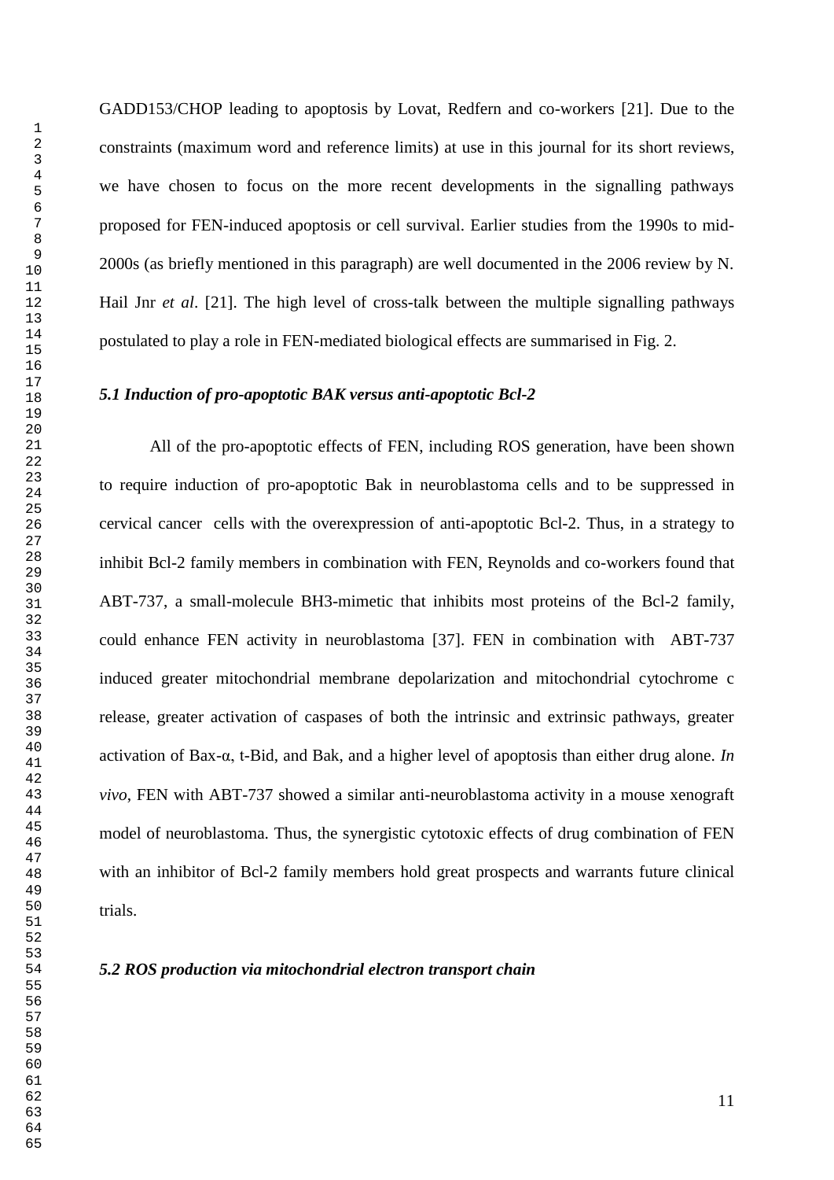GADD153/CHOP leading to apoptosis by Lovat, Redfern and co-workers [21]. Due to the constraints (maximum word and reference limits) at use in this journal for its short reviews, we have chosen to focus on the more recent developments in the signalling pathways proposed for FEN-induced apoptosis or cell survival. Earlier studies from the 1990s to mid-2000s (as briefly mentioned in this paragraph) are well documented in the 2006 review by N. Hail Jnr *et al*. [21]. The high level of cross-talk between the multiple signalling pathways postulated to play a role in FEN-mediated biological effects are summarised in Fig. 2.

### *5.1 Induction of pro-apoptotic BAK versus anti-apoptotic Bcl-2*

All of the pro-apoptotic effects of FEN, including ROS generation, have been shown to require induction of pro-apoptotic Bak in neuroblastoma cells and to be suppressed in cervical cancer cells with the overexpression of anti-apoptotic Bcl-2. Thus, in a strategy to inhibit Bcl-2 family members in combination with FEN, Reynolds and co-workers found that ABT-737, a small-molecule BH3-mimetic that inhibits most proteins of the Bcl-2 family, could enhance FEN activity in neuroblastoma [37]. FEN in combination with ABT-737 induced greater mitochondrial membrane depolarization and mitochondrial cytochrome c release, greater activation of caspases of both the intrinsic and extrinsic pathways, greater activation of Bax-α, t-Bid, and Bak, and a higher level of apoptosis than either drug alone. *In vivo*, FEN with ABT-737 showed a similar anti-neuroblastoma activity in a mouse xenograft model of neuroblastoma. Thus, the synergistic cytotoxic effects of drug combination of FEN with an inhibitor of Bcl-2 family members hold great prospects and warrants future clinical trials.

### *5.2 ROS production via mitochondrial electron transport chain*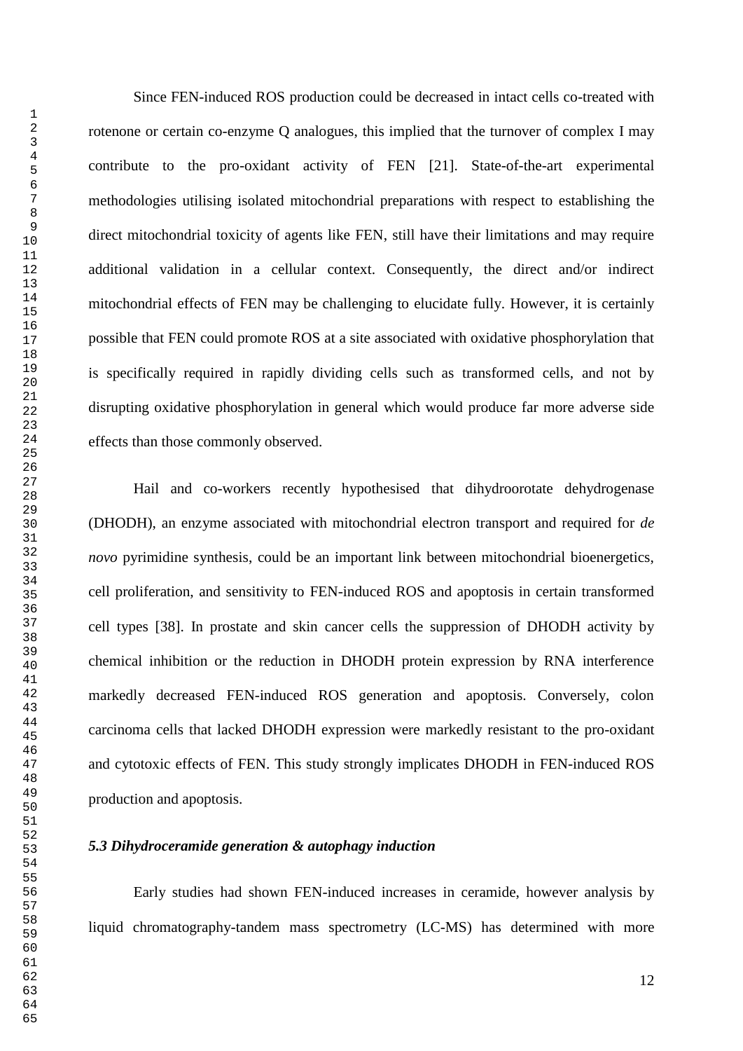Since FEN-induced ROS production could be decreased in intact cells co-treated with rotenone or certain co-enzyme Q analogues, this implied that the turnover of complex I may contribute to the pro-oxidant activity of FEN [21]. State-of-the-art experimental methodologies utilising isolated mitochondrial preparations with respect to establishing the direct mitochondrial toxicity of agents like FEN, still have their limitations and may require additional validation in a cellular context. Consequently, the direct and/or indirect mitochondrial effects of FEN may be challenging to elucidate fully. However, it is certainly possible that FEN could promote ROS at a site associated with oxidative phosphorylation that is specifically required in rapidly dividing cells such as transformed cells, and not by disrupting oxidative phosphorylation in general which would produce far more adverse side effects than those commonly observed.

Hail and co-workers recently hypothesised that dihydroorotate dehydrogenase (DHODH), an enzyme associated with mitochondrial electron transport and required for *de novo* pyrimidine synthesis, could be an important link between mitochondrial bioenergetics, cell proliferation, and sensitivity to FEN-induced ROS and apoptosis in certain transformed cell types [38]. In prostate and skin cancer cells the suppression of DHODH activity by chemical inhibition or the reduction in DHODH protein expression by RNA interference markedly decreased FEN-induced ROS generation and apoptosis. Conversely, colon carcinoma cells that lacked DHODH expression were markedly resistant to the pro-oxidant and cytotoxic effects of FEN. This study strongly implicates DHODH in FEN-induced ROS production and apoptosis.

### *5.3 Dihydroceramide generation & autophagy induction*

Early studies had shown FEN-induced increases in ceramide, however analysis by liquid chromatography-tandem mass spectrometry (LC-MS) has determined with more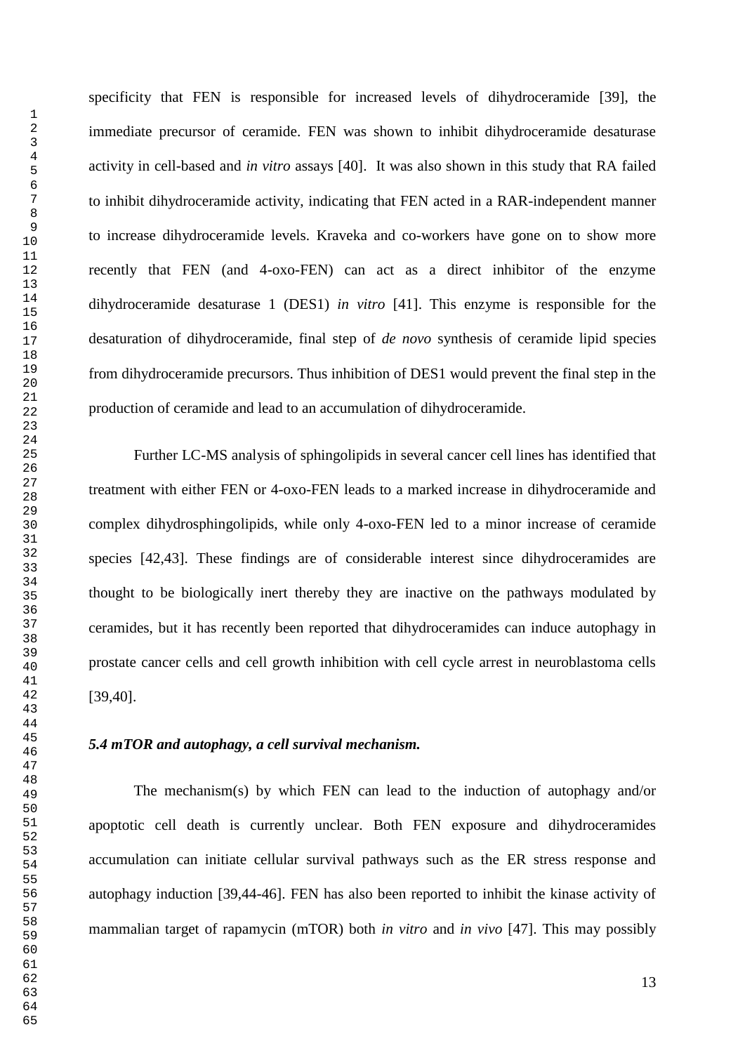specificity that FEN is responsible for increased levels of dihydroceramide [39], the immediate precursor of ceramide. FEN was shown to inhibit dihydroceramide desaturase activity in cell-based and *in vitro* assays [40]. It was also shown in this study that RA failed to inhibit dihydroceramide activity, indicating that FEN acted in a RAR-independent manner to increase dihydroceramide levels. Kraveka and co-workers have gone on to show more recently that FEN (and 4-oxo-FEN) can act as a direct inhibitor of the enzyme dihydroceramide desaturase 1 (DES1) *in vitro* [41]. This enzyme is responsible for the desaturation of dihydroceramide, final step of *de novo* synthesis of ceramide lipid species from dihydroceramide precursors. Thus inhibition of DES1 would prevent the final step in the production of ceramide and lead to an accumulation of dihydroceramide.

Further LC-MS analysis of sphingolipids in several cancer cell lines has identified that treatment with either FEN or 4-oxo-FEN leads to a marked increase in dihydroceramide and complex dihydrosphingolipids, while only 4-oxo-FEN led to a minor increase of ceramide species [42,43]. These findings are of considerable interest since dihydroceramides are thought to be biologically inert thereby they are inactive on the pathways modulated by ceramides, but it has recently been reported that dihydroceramides can induce autophagy in prostate cancer cells and cell growth inhibition with cell cycle arrest in neuroblastoma cells [39,40].

### *5.4 mTOR and autophagy, a cell survival mechanism.*

The mechanism(s) by which FEN can lead to the induction of autophagy and/or apoptotic cell death is currently unclear. Both FEN exposure and dihydroceramides accumulation can initiate cellular survival pathways such as the ER stress response and autophagy induction [39,44-46]. FEN has also been reported to inhibit the kinase activity of mammalian target of rapamycin (mTOR) both *in vitro* and *in vivo* [47]. This may possibly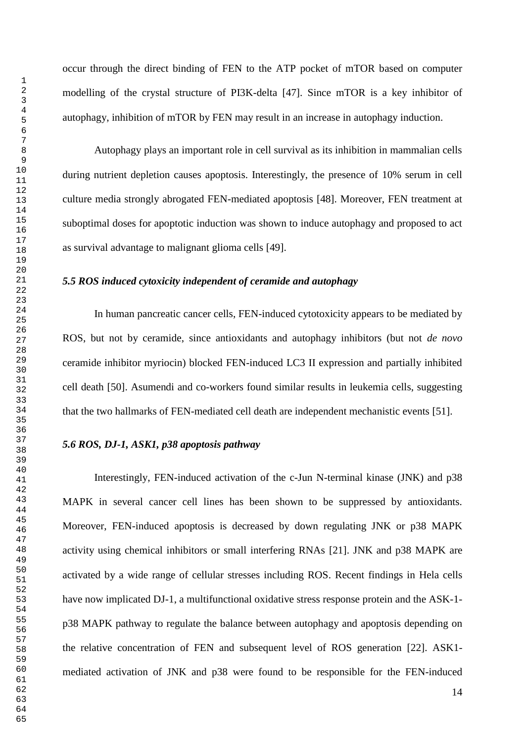occur through the direct binding of FEN to the ATP pocket of mTOR based on computer modelling of the crystal structure of PI3K-delta [47]. Since mTOR is a key inhibitor of autophagy, inhibition of mTOR by FEN may result in an increase in autophagy induction.

Autophagy plays an important role in cell survival as its inhibition in mammalian cells during nutrient depletion causes apoptosis. Interestingly, the presence of 10% serum in cell culture media strongly abrogated FEN-mediated apoptosis [48]. Moreover, FEN treatment at suboptimal doses for apoptotic induction was shown to induce autophagy and proposed to act as survival advantage to malignant glioma cells [49].

### *5.5 ROS induced cytoxicity independent of ceramide and autophagy*

In human pancreatic cancer cells, FEN-induced cytotoxicity appears to be mediated by ROS, but not by ceramide, since antioxidants and autophagy inhibitors (but not *de novo* ceramide inhibitor myriocin) blocked FEN-induced LC3 II expression and partially inhibited cell death [50]. Asumendi and co-workers found similar results in leukemia cells, suggesting that the two hallmarks of FEN-mediated cell death are independent mechanistic events [51].

### *5.6 ROS, DJ-1, ASK1, p38 apoptosis pathway*

Interestingly, FEN-induced activation of the c-Jun N-terminal kinase (JNK) and p38 MAPK in several cancer cell lines has been shown to be suppressed by antioxidants. Moreover, FEN-induced apoptosis is decreased by down regulating JNK or p38 MAPK activity using chemical inhibitors or small interfering RNAs [21]. JNK and p38 MAPK are activated by a wide range of cellular stresses including ROS. Recent findings in Hela cells have now implicated DJ-1, a multifunctional oxidative stress response protein and the ASK-1-p38 MAPK pathway to regulate the balance between autophagy and apoptosis depending on the relative concentration of FEN and subsequent level of ROS generation [22]. ASK1-mediated activation of JNK and p38 were found to be responsible for the FEN-induced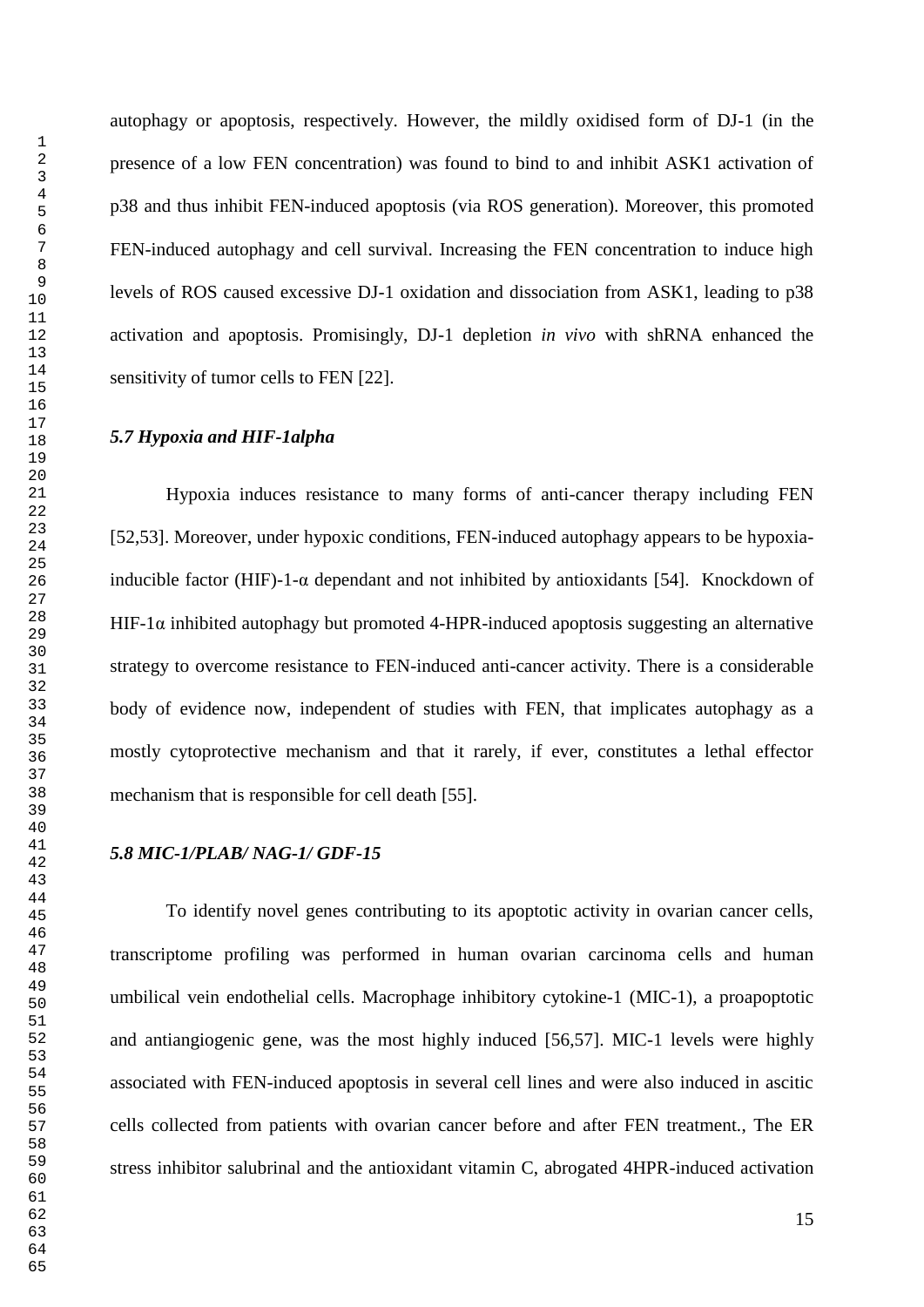autophagy or apoptosis, respectively. However, the mildly oxidised form of DJ-1 (in the presence of a low FEN concentration) was found to bind to and inhibit ASK1 activation of p38 and thus inhibit FEN-induced apoptosis (via ROS generation). Moreover, this promoted FEN-induced autophagy and cell survival. Increasing the FEN concentration to induce high levels of ROS caused excessive DJ-1 oxidation and dissociation from ASK1, leading to p38 activation and apoptosis. Promisingly, DJ-1 depletion *in vivo* with shRNA enhanced the sensitivity of tumor cells to FEN [22].

### *5.7 Hypoxia and HIF-1alpha*

Hypoxia induces resistance to many forms of anti-cancer therapy including FEN [52,53]. Moreover, under hypoxic conditions, FEN-induced autophagy appears to be hypoxia-inducible factor (HIF)-1-α dependant and not inhibited by antioxidants [54]. Knockdown of HIF-1α inhibited autophagy but promoted 4-HPR-induced apoptosis suggesting an alternative strategy to overcome resistance to FEN-induced anti-cancer activity. There is a considerable body of evidence now, independent of studies with FEN, that implicates autophagy as a mostly cytoprotective mechanism and that it rarely, if ever, constitutes a lethal effector mechanism that is responsible for cell death [55].

### *5.8 MIC-1/PLAB/ NAG-1/ GDF-15*

To identify novel genes contributing to its apoptotic activity in ovarian cancer cells, transcriptome profiling was performed in human ovarian carcinoma cells and human umbilical vein endothelial cells. Macrophage inhibitory cytokine-1 (MIC-1), a proapoptotic and antiangiogenic gene, was the most highly induced [56,57]. MIC-1 levels were highly associated with FEN-induced apoptosis in several cell lines and were also induced in ascitic cells collected from patients with ovarian cancer before and after FEN treatment., The ER stress inhibitor salubrinal and the antioxidant vitamin C, abrogated 4HPR-induced activation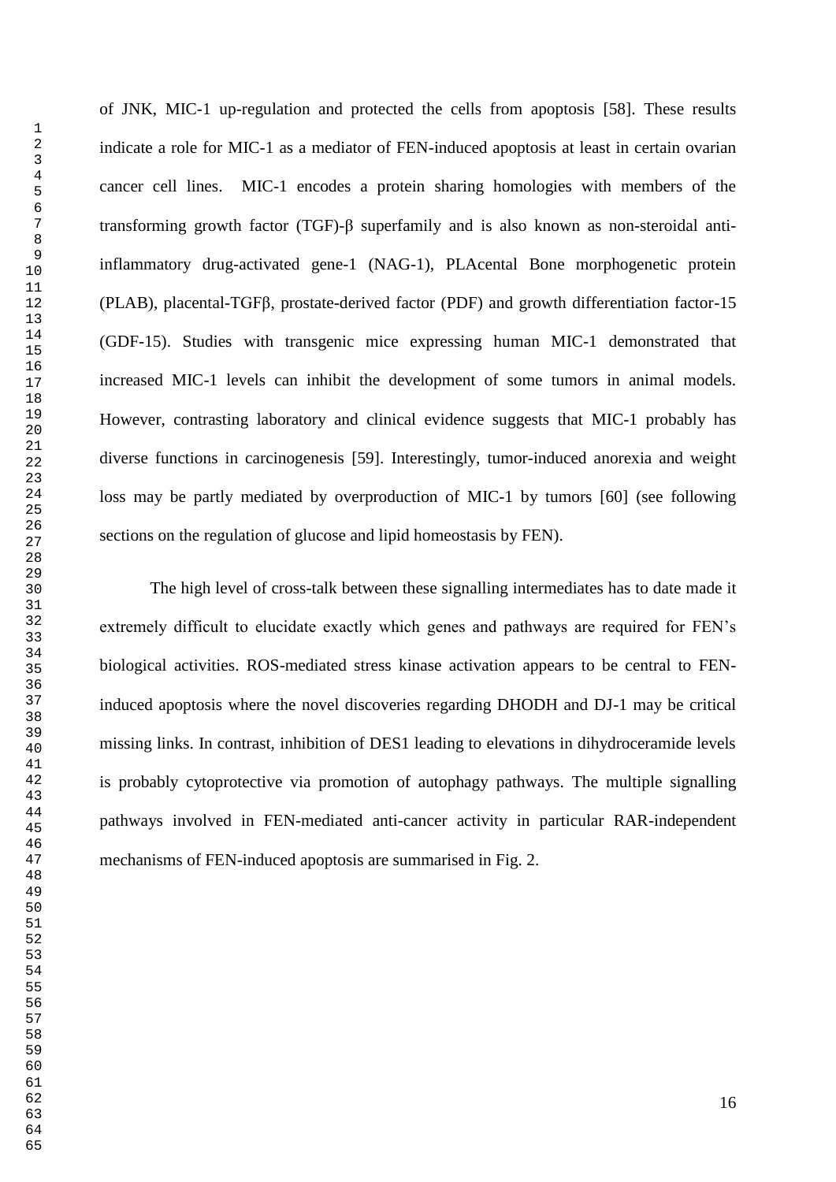of JNK, MIC-1 up-regulation and protected the cells from apoptosis [58]. These results indicate a role for MIC-1 as a mediator of FEN-induced apoptosis at least in certain ovarian cancer cell lines. MIC-1 encodes a protein sharing homologies with members of the transforming growth factor (TGF)-β superfamily and is also known as non-steroidal anti-inflammatory drug-activated gene-1 (NAG-1), PLAcental Bone morphogenetic protein (PLAB), placental-TGFβ, prostate-derived factor (PDF) and growth differentiation factor-15 (GDF-15). Studies with transgenic mice expressing human MIC-1 demonstrated that increased MIC-1 levels can inhibit the development of some tumors in animal models. However, contrasting laboratory and clinical evidence suggests that MIC-1 probably has diverse functions in carcinogenesis [59]. Interestingly, tumor-induced anorexia and weight loss may be partly mediated by overproduction of MIC-1 by tumors [60] (see following sections on the regulation of glucose and lipid homeostasis by FEN).

The high level of cross-talk between these signalling intermediates has to date made it extremely difficult to elucidate exactly which genes and pathways are required for FEN's biological activities. ROS-mediated stress kinase activation appears to be central to FEN-induced apoptosis where the novel discoveries regarding DHODH and DJ-1 may be critical missing links. In contrast, inhibition of DES1 leading to elevations in dihydroceramide levels is probably cytoprotective via promotion of autophagy pathways. The multiple signalling pathways involved in FEN-mediated anti-cancer activity in particular RAR-independent mechanisms of FEN-induced apoptosis are summarised in Fig. 2.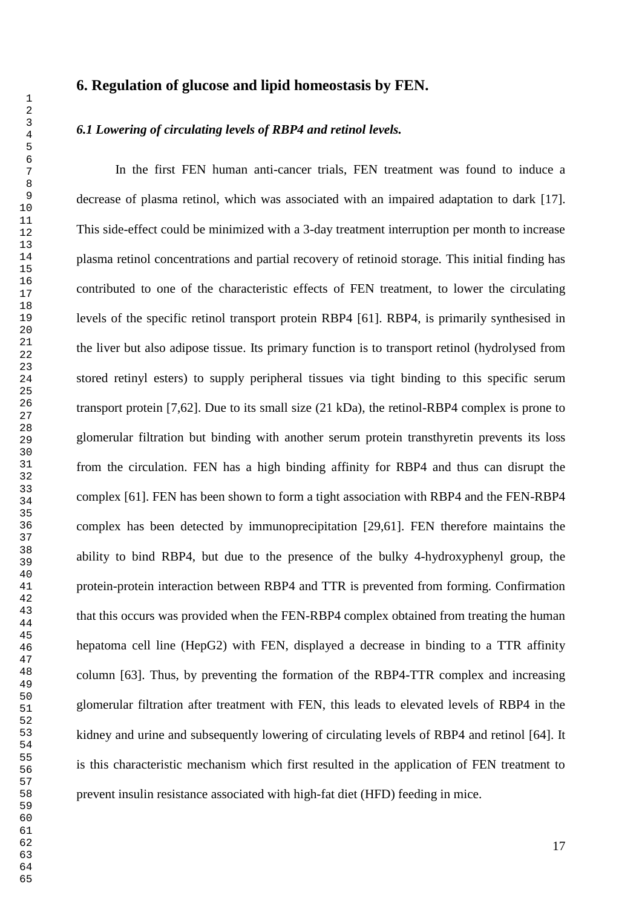## 6. Regulation of glucose and lipid homeostasis by FEN.

### *6.1 Lowering of circulating levels of RBP4 and retinol levels.*

In the first FEN human anti-cancer trials, FEN treatment was found to induce a decrease of plasma retinol, which was associated with an impaired adaptation to dark [17]. This side-effect could be minimized with a 3-day treatment interruption per month to increase plasma retinol concentrations and partial recovery of retinoid storage. This initial finding has contributed to one of the characteristic effects of FEN treatment, to lower the circulating levels of the specific retinol transport protein RBP4 [61]. RBP4, is primarily synthesised in the liver but also adipose tissue. Its primary function is to transport retinol (hydrolysed from stored retinyl esters) to supply peripheral tissues via tight binding to this specific serum transport protein [7,62]. Due to its small size (21 kDa), the retinol-RBP4 complex is prone to glomerular filtration but binding with another serum protein transthyretin prevents its loss from the circulation. FEN has a high binding affinity for RBP4 and thus can disrupt the complex [61]. FEN has been shown to form a tight association with RBP4 and the FEN-RBP4 complex has been detected by immunoprecipitation [29,61]. FEN therefore maintains the ability to bind RBP4, but due to the presence of the bulky 4-hydroxyphenyl group, the protein-protein interaction between RBP4 and TTR is prevented from forming. Confirmation that this occurs was provided when the FEN-RBP4 complex obtained from treating the human hepatoma cell line (HepG2) with FEN, displayed a decrease in binding to a TTR affinity column [63]. Thus, by preventing the formation of the RBP4-TTR complex and increasing glomerular filtration after treatment with FEN, this leads to elevated levels of RBP4 in the kidney and urine and subsequently lowering of circulating levels of RBP4 and retinol [64]. It is this characteristic mechanism which first resulted in the application of FEN treatment to prevent insulin resistance associated with high-fat diet (HFD) feeding in mice.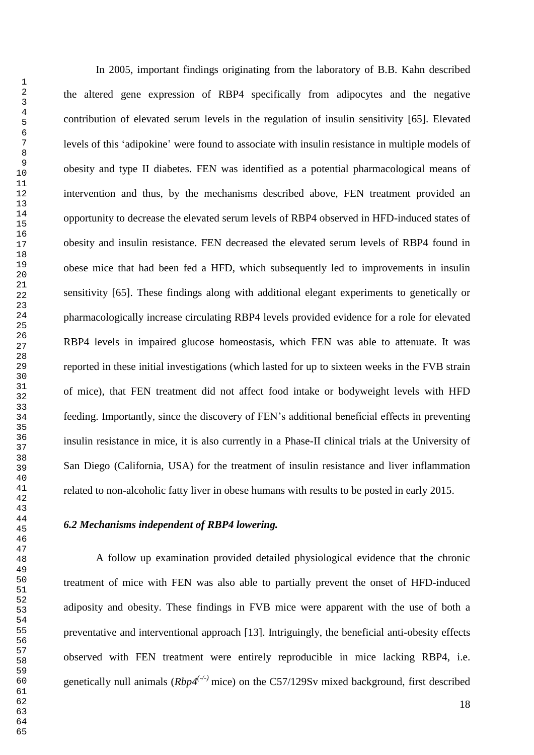In 2005, important findings originating from the laboratory of B.B. Kahn described the altered gene expression of RBP4 specifically from adipocytes and the negative contribution of elevated serum levels in the regulation of insulin sensitivity [65]. Elevated levels of this 'adipokine' were found to associate with insulin resistance in multiple models of obesity and type II diabetes. FEN was identified as a potential pharmacological means of intervention and thus, by the mechanisms described above, FEN treatment provided an opportunity to decrease the elevated serum levels of RBP4 observed in HFD-induced states of obesity and insulin resistance. FEN decreased the elevated serum levels of RBP4 found in obese mice that had been fed a HFD, which subsequently led to improvements in insulin sensitivity [65]. These findings along with additional elegant experiments to genetically or pharmacologically increase circulating RBP4 levels provided evidence for a role for elevated RBP4 levels in impaired glucose homeostasis, which FEN was able to attenuate. It was reported in these initial investigations (which lasted for up to sixteen weeks in the FVB strain of mice), that FEN treatment did not affect food intake or bodyweight levels with HFD feeding. Importantly, since the discovery of FEN's additional beneficial effects in preventing insulin resistance in mice, it is also currently in a Phase-II clinical trials at the University of San Diego (California, USA) for the treatment of insulin resistance and liver inflammation related to non-alcoholic fatty liver in obese humans with results to be posted in early 2015.

### *6.2 Mechanisms independent of RBP4 lowering.*

A follow up examination provided detailed physiological evidence that the chronic treatment of mice with FEN was also able to partially prevent the onset of HFD-induced adiposity and obesity. These findings in FVB mice were apparent with the use of both a preventative and interventional approach [13]. Intriguingly, the beneficial anti-obesity effects observed with FEN treatment were entirely reproducible in mice lacking RBP4, i.e. genetically null animals (*Rbp4*$^{(-/-)}$ mice) on the C57/129Sv mixed background, first described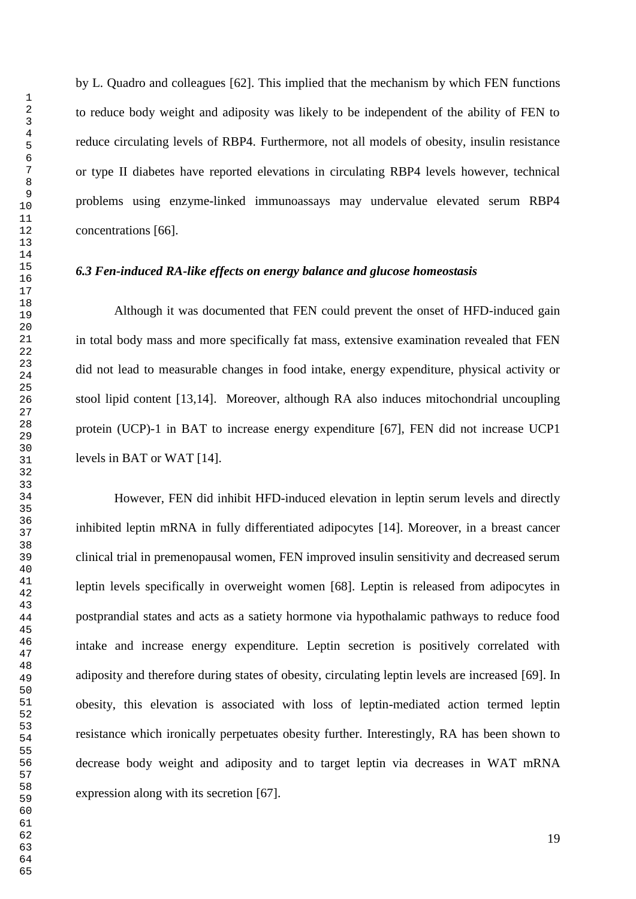by L. Quadro and colleagues [62]. This implied that the mechanism by which FEN functions to reduce body weight and adiposity was likely to be independent of the ability of FEN to reduce circulating levels of RBP4. Furthermore, not all models of obesity, insulin resistance or type II diabetes have reported elevations in circulating RBP4 levels however, technical problems using enzyme-linked immunoassays may undervalue elevated serum RBP4 concentrations [66].

### *6.3 Fen-induced RA-like effects on energy balance and glucose homeostasis*

Although it was documented that FEN could prevent the onset of HFD-induced gain in total body mass and more specifically fat mass, extensive examination revealed that FEN did not lead to measurable changes in food intake, energy expenditure, physical activity or stool lipid content [13,14]. Moreover, although RA also induces mitochondrial uncoupling protein (UCP)-1 in BAT to increase energy expenditure [67], FEN did not increase UCP1 levels in BAT or WAT [14].

However, FEN did inhibit HFD-induced elevation in leptin serum levels and directly inhibited leptin mRNA in fully differentiated adipocytes [14]. Moreover, in a breast cancer clinical trial in premenopausal women, FEN improved insulin sensitivity and decreased serum leptin levels specifically in overweight women [68]. Leptin is released from adipocytes in postprandial states and acts as a satiety hormone via hypothalamic pathways to reduce food intake and increase energy expenditure. Leptin secretion is positively correlated with adiposity and therefore during states of obesity, circulating leptin levels are increased [69]. In obesity, this elevation is associated with loss of leptin-mediated action termed leptin resistance which ironically perpetuates obesity further. Interestingly, RA has been shown to decrease body weight and adiposity and to target leptin via decreases in WAT mRNA expression along with its secretion [67].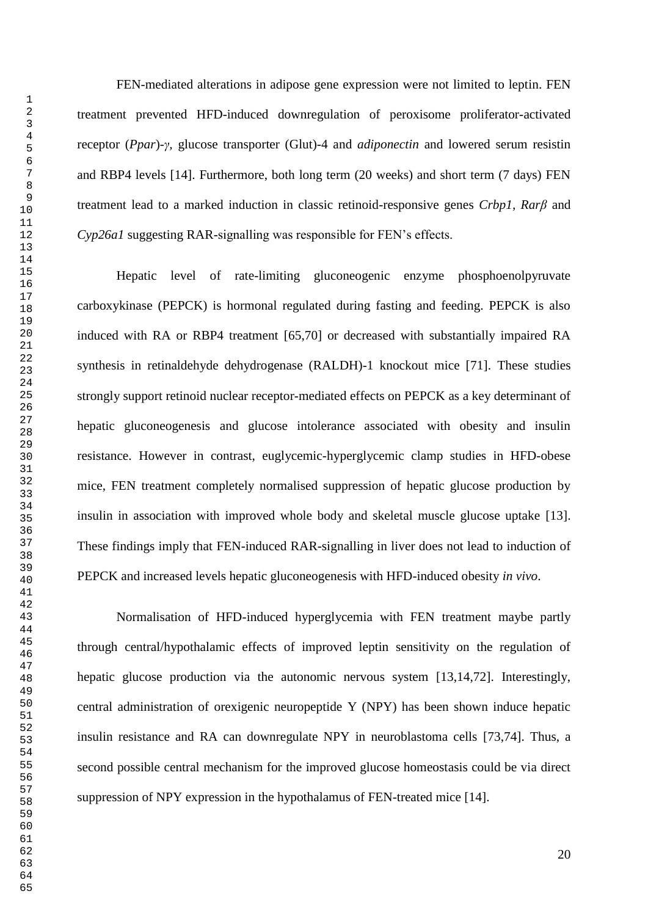FEN-mediated alterations in adipose gene expression were not limited to leptin. FEN treatment prevented HFD-induced downregulation of peroxisome proliferator-activated receptor (*Ppar*)-*γ*, glucose transporter (Glut)-4 and *adiponectin* and lowered serum resistin and RBP4 levels [14]. Furthermore, both long term (20 weeks) and short term (7 days) FEN treatment lead to a marked induction in classic retinoid-responsive genes *Crbp1, Rarβ* and *Cyp26a1* suggesting RAR-signalling was responsible for FEN's effects.

Hepatic level of rate-limiting gluconeogenic enzyme phosphoenolpyruvate carboxykinase (PEPCK) is hormonal regulated during fasting and feeding. PEPCK is also induced with RA or RBP4 treatment [65,70] or decreased with substantially impaired RA synthesis in retinaldehyde dehydrogenase (RALDH)-1 knockout mice [71]. These studies strongly support retinoid nuclear receptor-mediated effects on PEPCK as a key determinant of hepatic gluconeogenesis and glucose intolerance associated with obesity and insulin resistance. However in contrast, euglycemic-hyperglycemic clamp studies in HFD-obese mice, FEN treatment completely normalised suppression of hepatic glucose production by insulin in association with improved whole body and skeletal muscle glucose uptake [13]. These findings imply that FEN-induced RAR-signalling in liver does not lead to induction of PEPCK and increased levels hepatic gluconeogenesis with HFD-induced obesity *in vivo*.

Normalisation of HFD-induced hyperglycemia with FEN treatment maybe partly through central/hypothalamic effects of improved leptin sensitivity on the regulation of hepatic glucose production via the autonomic nervous system [13,14,72]. Interestingly, central administration of orexigenic neuropeptide Y (NPY) has been shown induce hepatic insulin resistance and RA can downregulate NPY in neuroblastoma cells [73,74]. Thus, a second possible central mechanism for the improved glucose homeostasis could be via direct suppression of NPY expression in the hypothalamus of FEN-treated mice [14].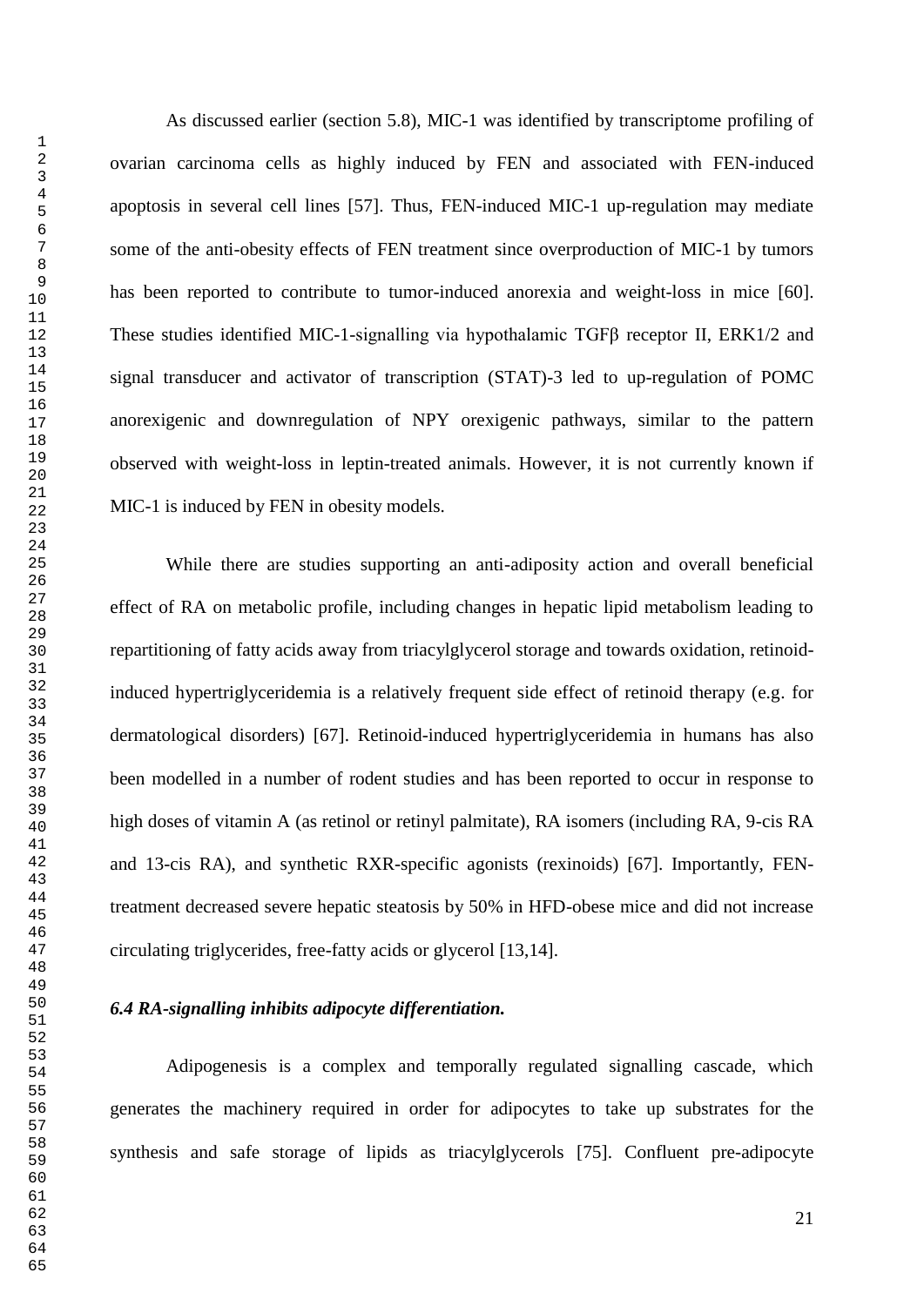As discussed earlier (section 5.8), MIC-1 was identified by transcriptome profiling of ovarian carcinoma cells as highly induced by FEN and associated with FEN-induced apoptosis in several cell lines [57]. Thus, FEN-induced MIC-1 up-regulation may mediate some of the anti-obesity effects of FEN treatment since overproduction of MIC-1 by tumors has been reported to contribute to tumor-induced anorexia and weight-loss in mice [60]. These studies identified MIC-1-signalling via hypothalamic TGFβ receptor II, ERK1/2 and signal transducer and activator of transcription (STAT)-3 led to up-regulation of POMC anorexigenic and downregulation of NPY orexigenic pathways, similar to the pattern observed with weight-loss in leptin-treated animals. However, it is not currently known if MIC-1 is induced by FEN in obesity models.

While there are studies supporting an anti-adiposity action and overall beneficial effect of RA on metabolic profile, including changes in hepatic lipid metabolism leading to repartitioning of fatty acids away from triacylglycerol storage and towards oxidation, retinoid-induced hypertriglyceridemia is a relatively frequent side effect of retinoid therapy (e.g. for dermatological disorders) [67]. Retinoid-induced hypertriglyceridemia in humans has also been modelled in a number of rodent studies and has been reported to occur in response to high doses of vitamin A (as retinol or retinyl palmitate), RA isomers (including RA, 9-cis RA and 13-cis RA), and synthetic RXR-specific agonists (rexinoids) [67]. Importantly, FEN-treatment decreased severe hepatic steatosis by 50% in HFD-obese mice and did not increase circulating triglycerides, free-fatty acids or glycerol [13,14].

### *6.4 RA-signalling inhibits adipocyte differentiation.*

Adipogenesis is a complex and temporally regulated signalling cascade, which generates the machinery required in order for adipocytes to take up substrates for the synthesis and safe storage of lipids as triacylglycerols [75]. Confluent pre-adipocyte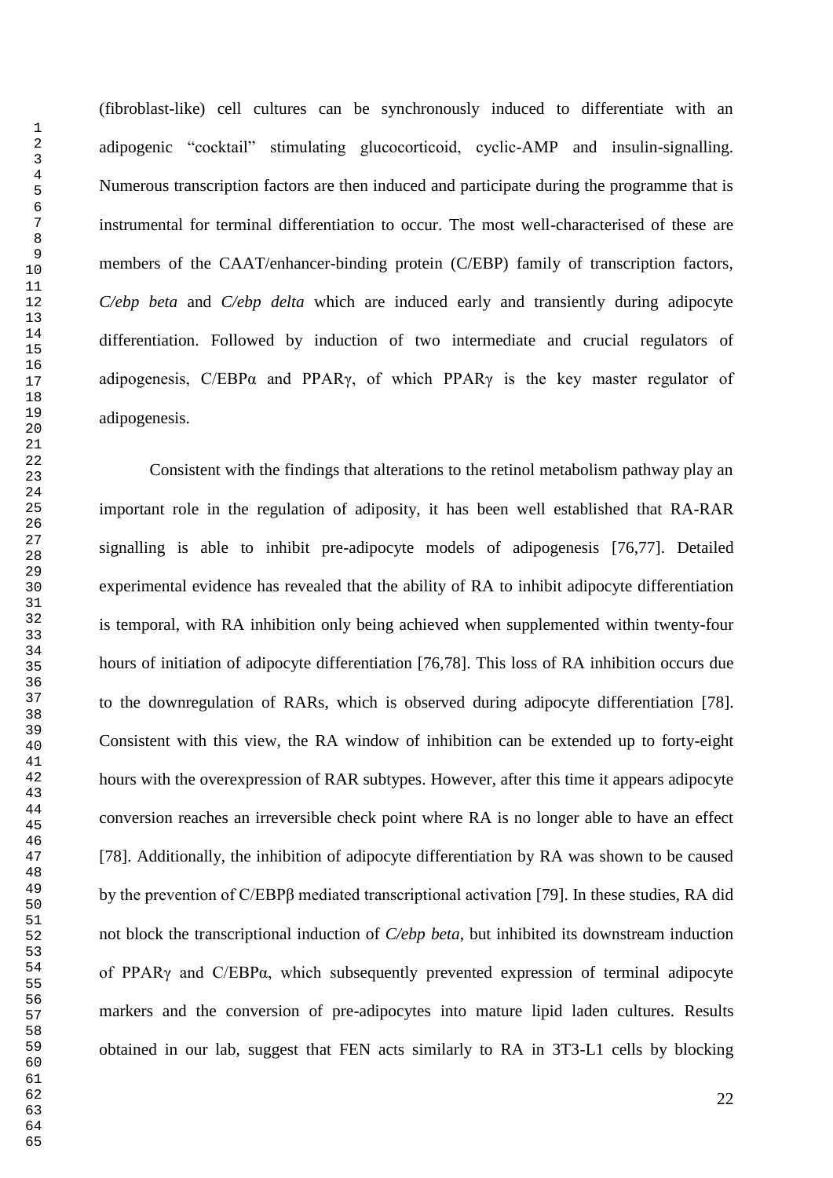(fibroblast-like) cell cultures can be synchronously induced to differentiate with an adipogenic "cocktail" stimulating glucocorticoid, cyclic-AMP and insulin-signalling. Numerous transcription factors are then induced and participate during the programme that is instrumental for terminal differentiation to occur. The most well-characterised of these are members of the CAAT/enhancer-binding protein (C/EBP) family of transcription factors, *C/ebp beta* and *C/ebp delta* which are induced early and transiently during adipocyte differentiation. Followed by induction of two intermediate and crucial regulators of adipogenesis, C/EBPα and PPARγ, of which PPARγ is the key master regulator of adipogenesis.

Consistent with the findings that alterations to the retinol metabolism pathway play an important role in the regulation of adiposity, it has been well established that RA-RAR signalling is able to inhibit pre-adipocyte models of adipogenesis [76,77]. Detailed experimental evidence has revealed that the ability of RA to inhibit adipocyte differentiation is temporal, with RA inhibition only being achieved when supplemented within twenty-four hours of initiation of adipocyte differentiation [76,78]. This loss of RA inhibition occurs due to the downregulation of RARs, which is observed during adipocyte differentiation [78]. Consistent with this view, the RA window of inhibition can be extended up to forty-eight hours with the overexpression of RAR subtypes. However, after this time it appears adipocyte conversion reaches an irreversible check point where RA is no longer able to have an effect [78]. Additionally, the inhibition of adipocyte differentiation by RA was shown to be caused by the prevention of C/EBPβ mediated transcriptional activation [79]. In these studies, RA did not block the transcriptional induction of *C/ebp beta*, but inhibited its downstream induction of PPARγ and C/EBPα, which subsequently prevented expression of terminal adipocyte markers and the conversion of pre-adipocytes into mature lipid laden cultures. Results obtained in our lab, suggest that FEN acts similarly to RA in 3T3-L1 cells by blocking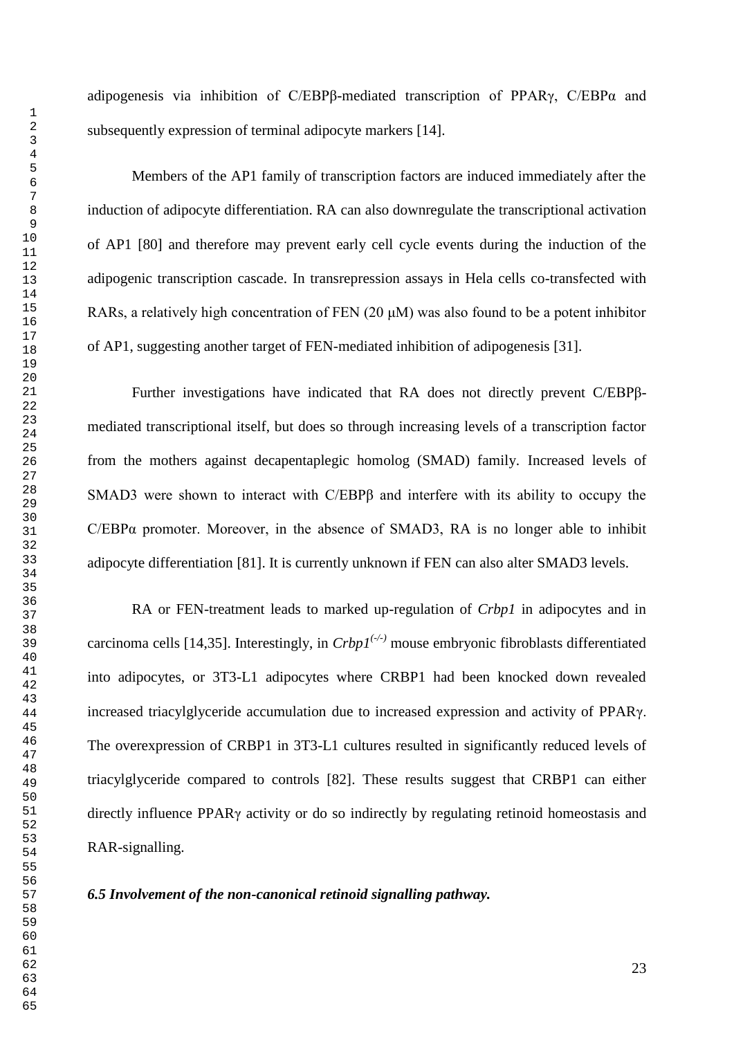adipogenesis via inhibition of C/EBPβ-mediated transcription of PPARγ, C/EBPα and subsequently expression of terminal adipocyte markers [14].

Members of the AP1 family of transcription factors are induced immediately after the induction of adipocyte differentiation. RA can also downregulate the transcriptional activation of AP1 [80] and therefore may prevent early cell cycle events during the induction of the adipogenic transcription cascade. In transrepression assays in Hela cells co-transfected with RARs, a relatively high concentration of FEN (20 μM) was also found to be a potent inhibitor of AP1, suggesting another target of FEN-mediated inhibition of adipogenesis [31].

Further investigations have indicated that RA does not directly prevent C/EBPβ-mediated transcriptional itself, but does so through increasing levels of a transcription factor from the mothers against decapentaplegic homolog (SMAD) family. Increased levels of SMAD3 were shown to interact with C/EBPβ and interfere with its ability to occupy the C/EBPα promoter. Moreover, in the absence of SMAD3, RA is no longer able to inhibit adipocyte differentiation [81]. It is currently unknown if FEN can also alter SMAD3 levels.

RA or FEN-treatment leads to marked up-regulation of *Crbp1* in adipocytes and in carcinoma cells [14,35]. Interestingly, in *Crbp1*$^{(-/-)}$ mouse embryonic fibroblasts differentiated into adipocytes, or 3T3-L1 adipocytes where CRBP1 had been knocked down revealed increased triacylglyceride accumulation due to increased expression and activity of PPARγ. The overexpression of CRBP1 in 3T3-L1 cultures resulted in significantly reduced levels of triacylglyceride compared to controls [82]. These results suggest that CRBP1 can either directly influence PPARγ activity or do so indirectly by regulating retinoid homeostasis and RAR-signalling.

***6.5 Involvement of the non-canonical retinoid signalling pathway.***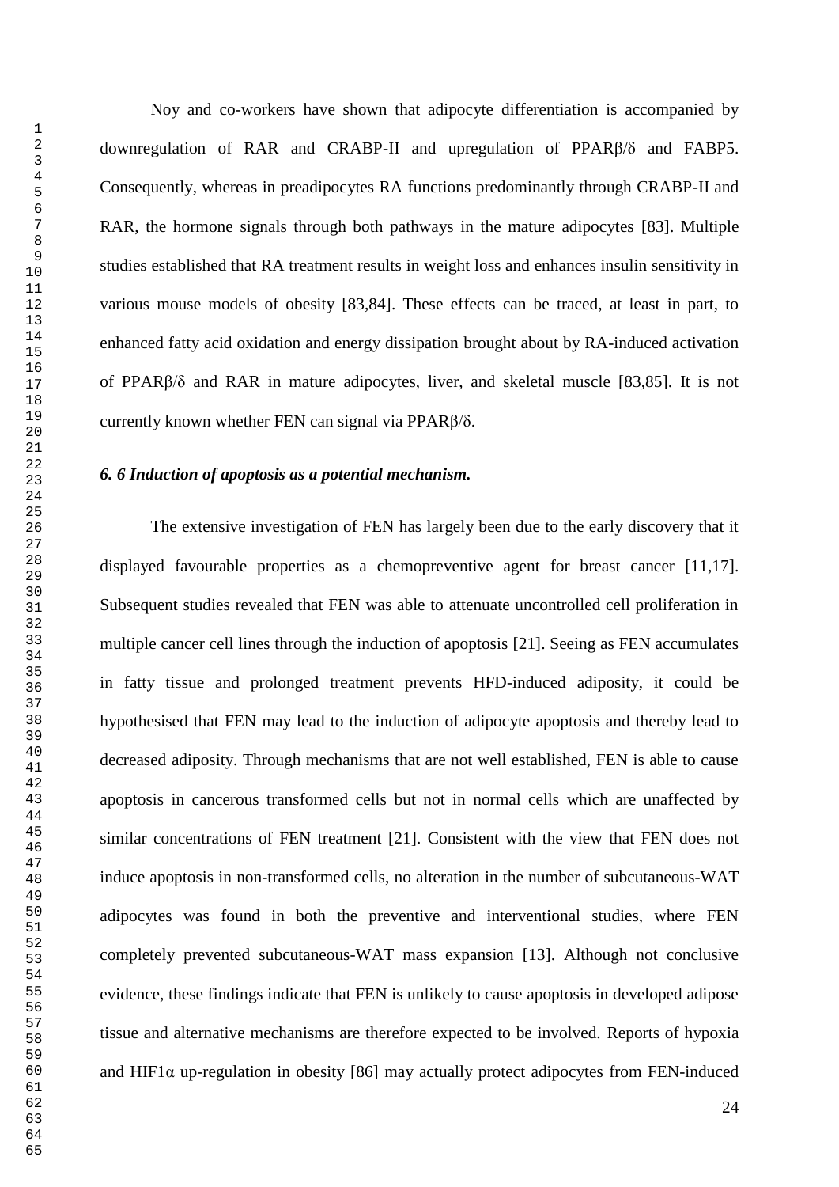Noy and co-workers have shown that adipocyte differentiation is accompanied by downregulation of RAR and CRABP-II and upregulation of PPARβ/δ and FABP5. Consequently, whereas in preadipocytes RA functions predominantly through CRABP-II and RAR, the hormone signals through both pathways in the mature adipocytes [83]. Multiple studies established that RA treatment results in weight loss and enhances insulin sensitivity in various mouse models of obesity [83,84]. These effects can be traced, at least in part, to enhanced fatty acid oxidation and energy dissipation brought about by RA-induced activation of PPARβ/δ and RAR in mature adipocytes, liver, and skeletal muscle [83,85]. It is not currently known whether FEN can signal via PPARβ/δ.

***6. 6 Induction of apoptosis as a potential mechanism.***

The extensive investigation of FEN has largely been due to the early discovery that it displayed favourable properties as a chemopreventive agent for breast cancer [11,17]. Subsequent studies revealed that FEN was able to attenuate uncontrolled cell proliferation in multiple cancer cell lines through the induction of apoptosis [21]. Seeing as FEN accumulates in fatty tissue and prolonged treatment prevents HFD-induced adiposity, it could be hypothesised that FEN may lead to the induction of adipocyte apoptosis and thereby lead to decreased adiposity. Through mechanisms that are not well established, FEN is able to cause apoptosis in cancerous transformed cells but not in normal cells which are unaffected by similar concentrations of FEN treatment [21]. Consistent with the view that FEN does not induce apoptosis in non-transformed cells, no alteration in the number of subcutaneous-WAT adipocytes was found in both the preventive and interventional studies, where FEN completely prevented subcutaneous-WAT mass expansion [13]. Although not conclusive evidence, these findings indicate that FEN is unlikely to cause apoptosis in developed adipose tissue and alternative mechanisms are therefore expected to be involved. Reports of hypoxia and HIF1α up-regulation in obesity [86] may actually protect adipocytes from FEN-induced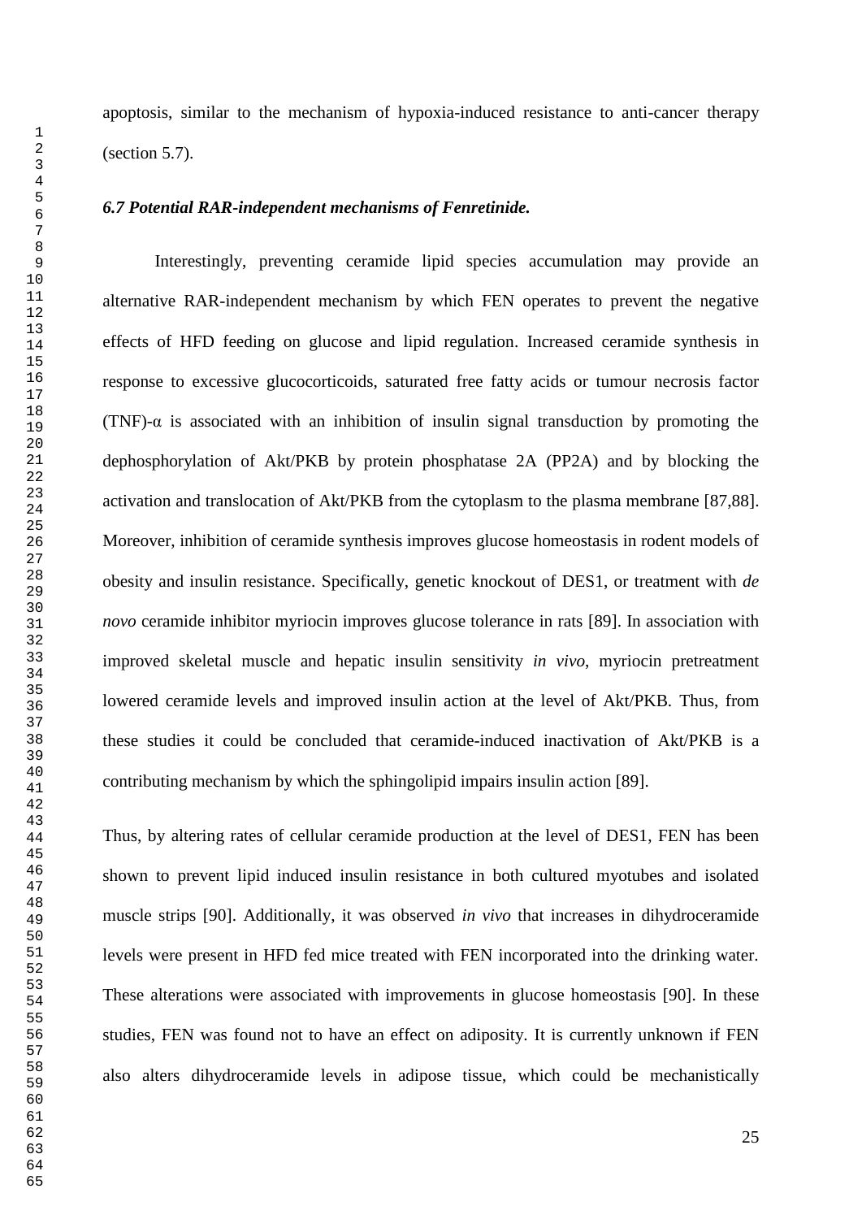apoptosis, similar to the mechanism of hypoxia-induced resistance to anti-cancer therapy (section 5.7).

### *6.7 Potential RAR-independent mechanisms of Fenretinide.*

Interestingly, preventing ceramide lipid species accumulation may provide an alternative RAR-independent mechanism by which FEN operates to prevent the negative effects of HFD feeding on glucose and lipid regulation. Increased ceramide synthesis in response to excessive glucocorticoids, saturated free fatty acids or tumour necrosis factor (TNF)-α is associated with an inhibition of insulin signal transduction by promoting the dephosphorylation of Akt/PKB by protein phosphatase 2A (PP2A) and by blocking the activation and translocation of Akt/PKB from the cytoplasm to the plasma membrane [87,88]. Moreover, inhibition of ceramide synthesis improves glucose homeostasis in rodent models of obesity and insulin resistance. Specifically, genetic knockout of DES1, or treatment with *de novo* ceramide inhibitor myriocin improves glucose tolerance in rats [89]. In association with improved skeletal muscle and hepatic insulin sensitivity *in vivo*, myriocin pretreatment lowered ceramide levels and improved insulin action at the level of Akt/PKB. Thus, from these studies it could be concluded that ceramide-induced inactivation of Akt/PKB is a contributing mechanism by which the sphingolipid impairs insulin action [89].

Thus, by altering rates of cellular ceramide production at the level of DES1, FEN has been shown to prevent lipid induced insulin resistance in both cultured myotubes and isolated muscle strips [90]. Additionally, it was observed *in vivo* that increases in dihydroceramide levels were present in HFD fed mice treated with FEN incorporated into the drinking water. These alterations were associated with improvements in glucose homeostasis [90]. In these studies, FEN was found not to have an effect on adiposity. It is currently unknown if FEN also alters dihydroceramide levels in adipose tissue, which could be mechanistically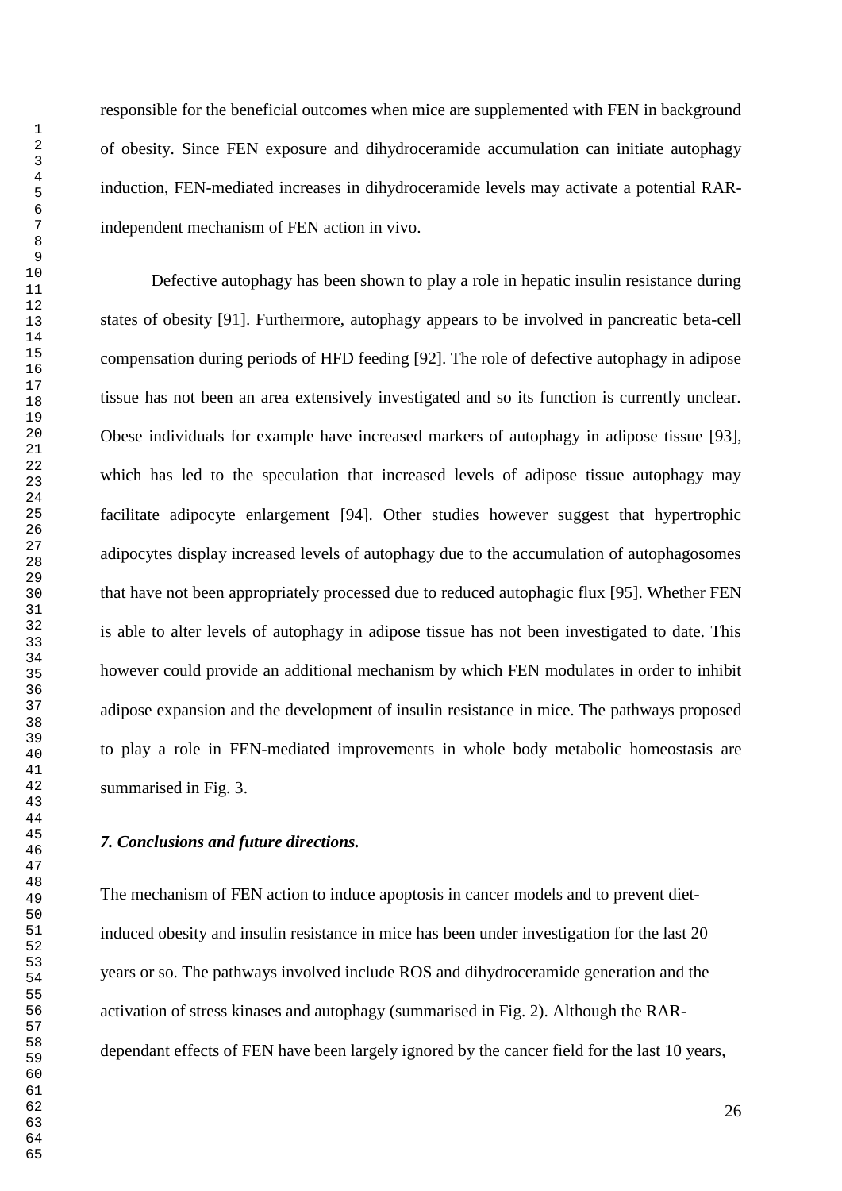responsible for the beneficial outcomes when mice are supplemented with FEN in background of obesity. Since FEN exposure and dihydroceramide accumulation can initiate autophagy induction, FEN-mediated increases in dihydroceramide levels may activate a potential RAR-independent mechanism of FEN action in vivo.

Defective autophagy has been shown to play a role in hepatic insulin resistance during states of obesity [91]. Furthermore, autophagy appears to be involved in pancreatic beta-cell compensation during periods of HFD feeding [92]. The role of defective autophagy in adipose tissue has not been an area extensively investigated and so its function is currently unclear. Obese individuals for example have increased markers of autophagy in adipose tissue [93], which has led to the speculation that increased levels of adipose tissue autophagy may facilitate adipocyte enlargement [94]. Other studies however suggest that hypertrophic adipocytes display increased levels of autophagy due to the accumulation of autophagosomes that have not been appropriately processed due to reduced autophagic flux [95]. Whether FEN is able to alter levels of autophagy in adipose tissue has not been investigated to date. This however could provide an additional mechanism by which FEN modulates in order to inhibit adipose expansion and the development of insulin resistance in mice. The pathways proposed to play a role in FEN-mediated improvements in whole body metabolic homeostasis are summarised in Fig. 3.

## *7. Conclusions and future directions.*

The mechanism of FEN action to induce apoptosis in cancer models and to prevent diet-induced obesity and insulin resistance in mice has been under investigation for the last 20 years or so. The pathways involved include ROS and dihydroceramide generation and the activation of stress kinases and autophagy (summarised in Fig. 2). Although the RAR-dependant effects of FEN have been largely ignored by the cancer field for the last 10 years,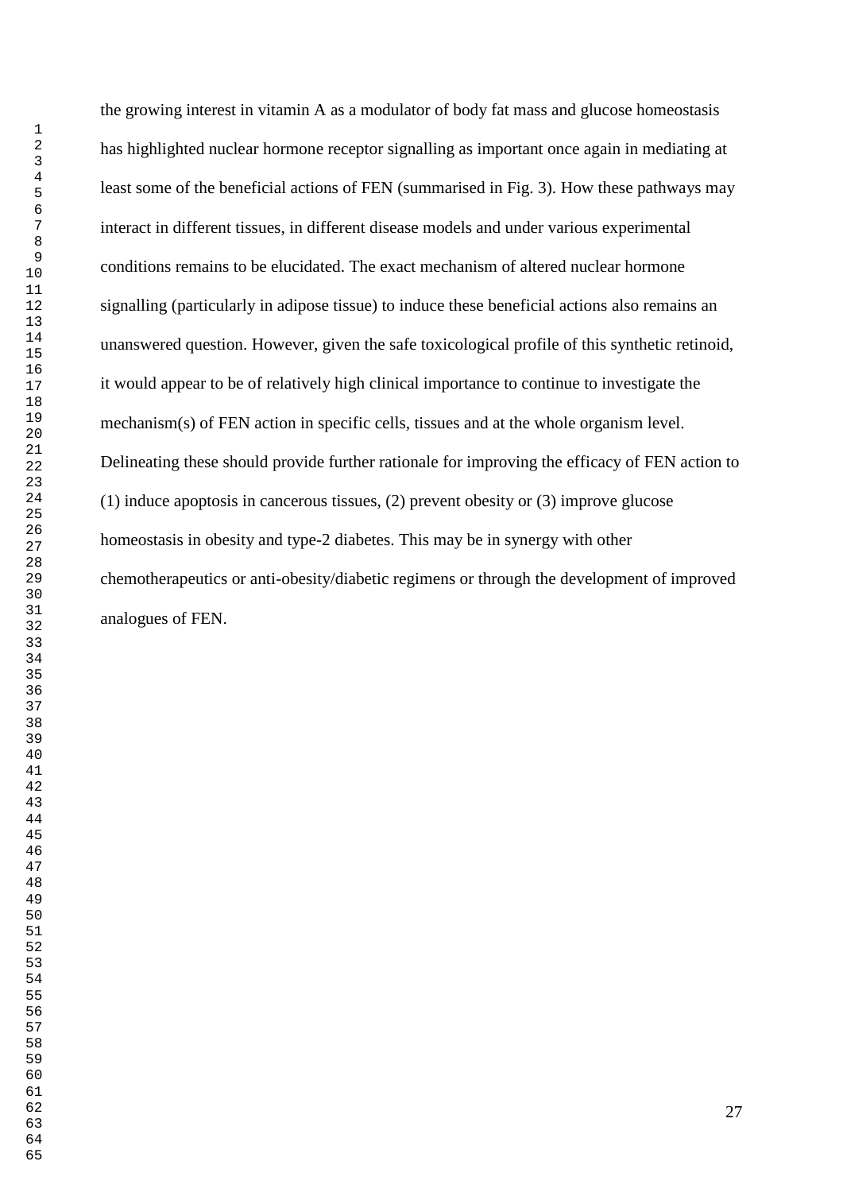the growing interest in vitamin A as a modulator of body fat mass and glucose homeostasis has highlighted nuclear hormone receptor signalling as important once again in mediating at least some of the beneficial actions of FEN (summarised in Fig. 3). How these pathways may interact in different tissues, in different disease models and under various experimental conditions remains to be elucidated. The exact mechanism of altered nuclear hormone signalling (particularly in adipose tissue) to induce these beneficial actions also remains an unanswered question. However, given the safe toxicological profile of this synthetic retinoid, it would appear to be of relatively high clinical importance to continue to investigate the mechanism(s) of FEN action in specific cells, tissues and at the whole organism level. Delineating these should provide further rationale for improving the efficacy of FEN action to (1) induce apoptosis in cancerous tissues, (2) prevent obesity or (3) improve glucose homeostasis in obesity and type-2 diabetes. This may be in synergy with other chemotherapeutics or anti-obesity/diabetic regimens or through the development of improved analogues of FEN.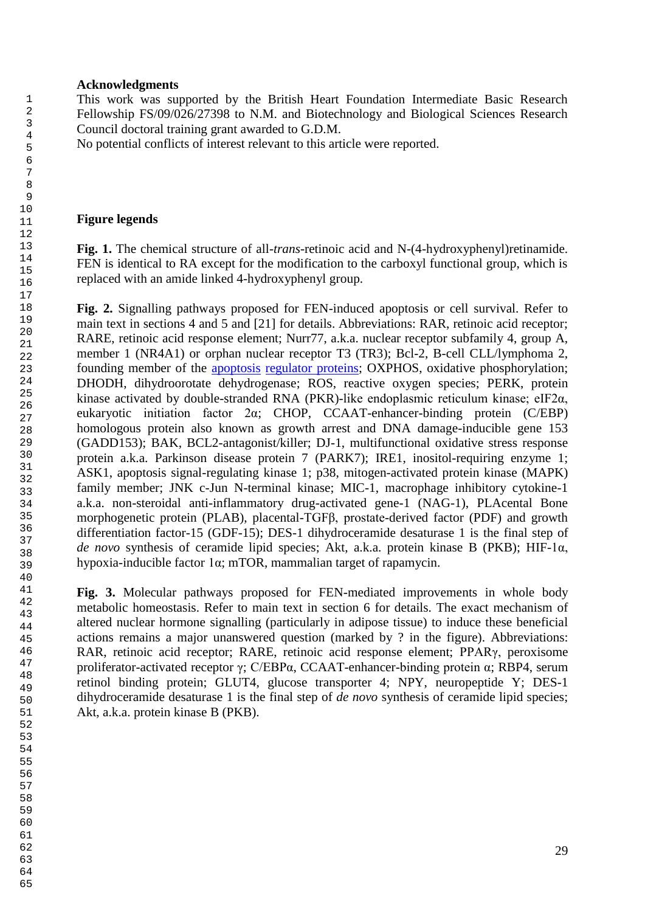## Acknowledgments

This work was supported by the British Heart Foundation Intermediate Basic Research Fellowship FS/09/026/27398 to N.M. and Biotechnology and Biological Sciences Research Council doctoral training grant awarded to G.D.M.

No potential conflicts of interest relevant to this article were reported.

## Figure legends

**Fig. 1.** The chemical structure of all-*trans*-retinoic acid and N-(4-hydroxyphenyl)retinamide. FEN is identical to RA except for the modification to the carboxyl functional group, which is replaced with an amide linked 4-hydroxyphenyl group.

**Fig. 2.** Signalling pathways proposed for FEN-induced apoptosis or cell survival. Refer to main text in sections 4 and 5 and [21] for details. Abbreviations: RAR, retinoic acid receptor; RARE, retinoic acid response element; Nurr77, a.k.a. nuclear receptor subfamily 4, group A, member 1 (NR4A1) or orphan nuclear receptor T3 (TR3); Bcl-2, B-cell CLL/lymphoma 2, founding member of the apoptosis regulator proteins; OXPHOS, oxidative phosphorylation; DHODH, dihydroorotate dehydrogenase; ROS, reactive oxygen species; PERK, protein kinase activated by double-stranded RNA (PKR)-like endoplasmic reticulum kinase; eIF2α, eukaryotic initiation factor 2α; CHOP, CCAAT-enhancer-binding protein (C/EBP) homologous protein also known as growth arrest and DNA damage-inducible gene 153 (GADD153); BAK, BCL2-antagonist/killer; DJ-1, multifunctional oxidative stress response protein a.k.a. Parkinson disease protein 7 (PARK7); IRE1, inositol-requiring enzyme 1; ASK1, apoptosis signal-regulating kinase 1; p38, mitogen-activated protein kinase (MAPK) family member; JNK c-Jun N-terminal kinase; MIC-1, macrophage inhibitory cytokine-1 a.k.a. non-steroidal anti-inflammatory drug-activated gene-1 (NAG-1), PLAcental Bone morphogenetic protein (PLAB), placental-TGFβ, prostate-derived factor (PDF) and growth differentiation factor-15 (GDF-15); DES-1 dihydroceramide desaturase 1 is the final step of *de novo* synthesis of ceramide lipid species; Akt, a.k.a. protein kinase B (PKB); HIF-1α, hypoxia-inducible factor 1α; mTOR, mammalian target of rapamycin.

**Fig. 3.** Molecular pathways proposed for FEN-mediated improvements in whole body metabolic homeostasis. Refer to main text in section 6 for details. The exact mechanism of altered nuclear hormone signalling (particularly in adipose tissue) to induce these beneficial actions remains a major unanswered question (marked by ? in the figure). Abbreviations: RAR, retinoic acid receptor; RARE, retinoic acid response element; PPARγ, peroxisome proliferator-activated receptor γ; C/EBPα, CCAAT-enhancer-binding protein α; RBP4, serum retinol binding protein; GLUT4, glucose transporter 4; NPY, neuropeptide Y; DES-1 dihydroceramide desaturase 1 is the final step of *de novo* synthesis of ceramide lipid species; Akt, a.k.a. protein kinase B (PKB).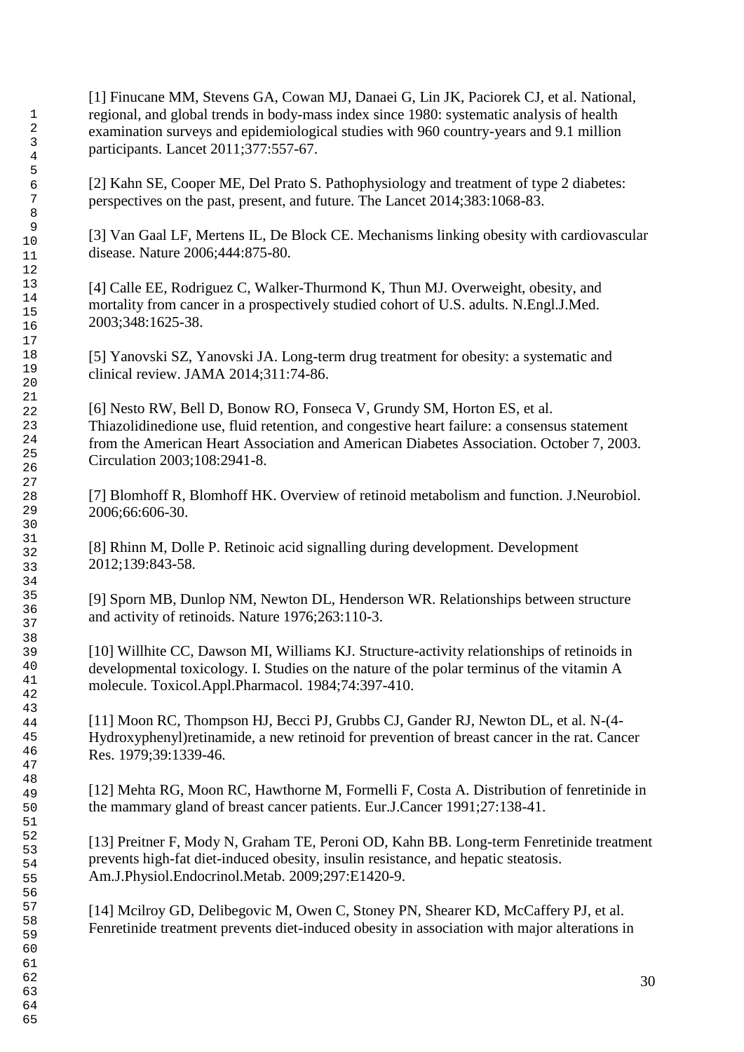[1] Finucane MM, Stevens GA, Cowan MJ, Danaei G, Lin JK, Paciorek CJ, et al. National, regional, and global trends in body-mass index since 1980: systematic analysis of health examination surveys and epidemiological studies with 960 country-years and 9.1 million participants. Lancet 2011;377:557-67.

[2] Kahn SE, Cooper ME, Del Prato S. Pathophysiology and treatment of type 2 diabetes: perspectives on the past, present, and future. The Lancet 2014;383:1068-83.

[3] Van Gaal LF, Mertens IL, De Block CE. Mechanisms linking obesity with cardiovascular disease. Nature 2006;444:875-80.

[4] Calle EE, Rodriguez C, Walker-Thurmond K, Thun MJ. Overweight, obesity, and mortality from cancer in a prospectively studied cohort of U.S. adults. N.Engl.J.Med. 2003;348:1625-38.

[5] Yanovski SZ, Yanovski JA. Long-term drug treatment for obesity: a systematic and clinical review. JAMA 2014;311:74-86.

[6] Nesto RW, Bell D, Bonow RO, Fonseca V, Grundy SM, Horton ES, et al. Thiazolidinedione use, fluid retention, and congestive heart failure: a consensus statement from the American Heart Association and American Diabetes Association. October 7, 2003. Circulation 2003;108:2941-8.

[7] Blomhoff R, Blomhoff HK. Overview of retinoid metabolism and function. J.Neurobiol. 2006;66:606-30.

[8] Rhinn M, Dolle P. Retinoic acid signalling during development. Development 2012;139:843-58.

[9] Sporn MB, Dunlop NM, Newton DL, Henderson WR. Relationships between structure and activity of retinoids. Nature 1976;263:110-3.

[10] Willhite CC, Dawson MI, Williams KJ. Structure-activity relationships of retinoids in developmental toxicology. I. Studies on the nature of the polar terminus of the vitamin A molecule. Toxicol.Appl.Pharmacol. 1984;74:397-410.

[11] Moon RC, Thompson HJ, Becci PJ, Grubbs CJ, Gander RJ, Newton DL, et al. N-(4-Hydroxyphenyl)retinamide, a new retinoid for prevention of breast cancer in the rat. Cancer Res. 1979;39:1339-46.

[12] Mehta RG, Moon RC, Hawthorne M, Formelli F, Costa A. Distribution of fenretinide in the mammary gland of breast cancer patients. Eur.J.Cancer 1991;27:138-41.

[13] Preitner F, Mody N, Graham TE, Peroni OD, Kahn BB. Long-term Fenretinide treatment prevents high-fat diet-induced obesity, insulin resistance, and hepatic steatosis. Am.J.Physiol.Endocrinol.Metab. 2009;297:E1420-9.

[14] Mcilroy GD, Delibegovic M, Owen C, Stoney PN, Shearer KD, McCaffery PJ, et al. Fenretinide treatment prevents diet-induced obesity in association with major alterations in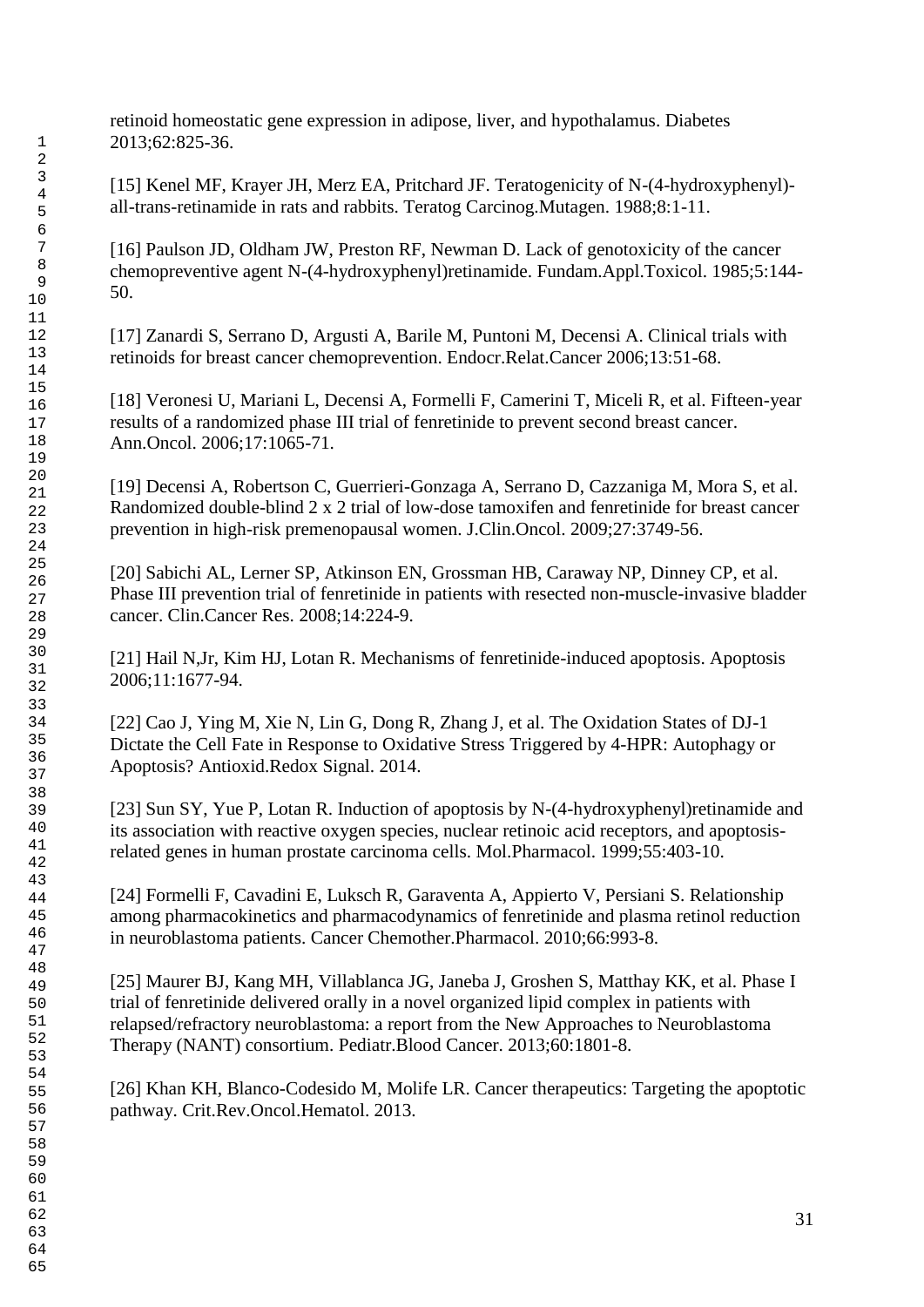retinoid homeostatic gene expression in adipose, liver, and hypothalamus. Diabetes 2013;62:825-36.

[15] Kenel MF, Krayer JH, Merz EA, Pritchard JF. Teratogenicity of N-(4-hydroxyphenyl)-all-trans-retinamide in rats and rabbits. Teratog Carcinog.Mutagen. 1988;8:1-11.

[16] Paulson JD, Oldham JW, Preston RF, Newman D. Lack of genotoxicity of the cancer chemopreventive agent N-(4-hydroxyphenyl)retinamide. Fundam.Appl.Toxicol. 1985;5:144-50.

[17] Zanardi S, Serrano D, Argusti A, Barile M, Puntoni M, Decensi A. Clinical trials with retinoids for breast cancer chemoprevention. Endocr.Relat.Cancer 2006;13:51-68.

[18] Veronesi U, Mariani L, Decensi A, Formelli F, Camerini T, Miceli R, et al. Fifteen-year results of a randomized phase III trial of fenretinide to prevent second breast cancer. Ann.Oncol. 2006;17:1065-71.

[19] Decensi A, Robertson C, Guerrieri-Gonzaga A, Serrano D, Cazzaniga M, Mora S, et al. Randomized double-blind 2 x 2 trial of low-dose tamoxifen and fenretinide for breast cancer prevention in high-risk premenopausal women. J.Clin.Oncol. 2009;27:3749-56.

[20] Sabichi AL, Lerner SP, Atkinson EN, Grossman HB, Caraway NP, Dinney CP, et al. Phase III prevention trial of fenretinide in patients with resected non-muscle-invasive bladder cancer. Clin.Cancer Res. 2008;14:224-9.

[21] Hail N,Jr, Kim HJ, Lotan R. Mechanisms of fenretinide-induced apoptosis. Apoptosis 2006;11:1677-94.

[22] Cao J, Ying M, Xie N, Lin G, Dong R, Zhang J, et al. The Oxidation States of DJ-1 Dictate the Cell Fate in Response to Oxidative Stress Triggered by 4-HPR: Autophagy or Apoptosis? Antioxid.Redox Signal. 2014.

[23] Sun SY, Yue P, Lotan R. Induction of apoptosis by N-(4-hydroxyphenyl)retinamide and its association with reactive oxygen species, nuclear retinoic acid receptors, and apoptosis-related genes in human prostate carcinoma cells. Mol.Pharmacol. 1999;55:403-10.

[24] Formelli F, Cavadini E, Luksch R, Garaventa A, Appierto V, Persiani S. Relationship among pharmacokinetics and pharmacodynamics of fenretinide and plasma retinol reduction in neuroblastoma patients. Cancer Chemother.Pharmacol. 2010;66:993-8.

[25] Maurer BJ, Kang MH, Villablanca JG, Janeba J, Groshen S, Matthay KK, et al. Phase I trial of fenretinide delivered orally in a novel organized lipid complex in patients with relapsed/refractory neuroblastoma: a report from the New Approaches to Neuroblastoma Therapy (NANT) consortium. Pediatr.Blood Cancer. 2013;60:1801-8.

[26] Khan KH, Blanco-Codesido M, Molife LR. Cancer therapeutics: Targeting the apoptotic pathway. Crit.Rev.Oncol.Hematol. 2013.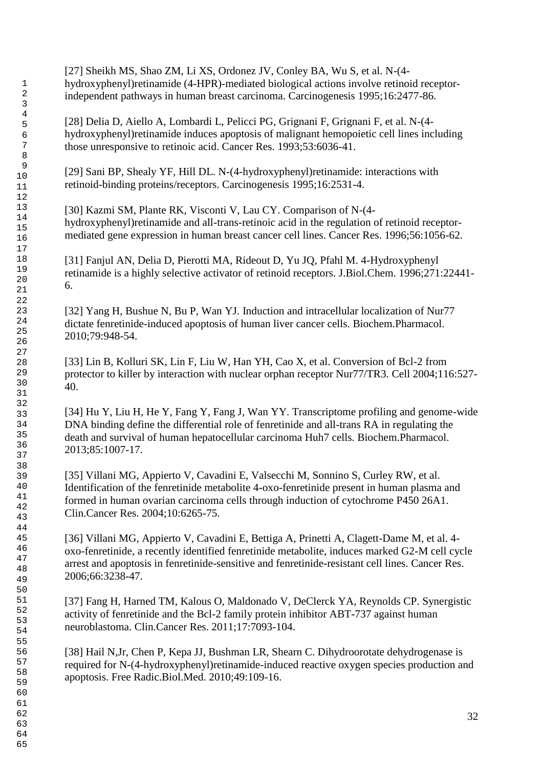[27] Sheikh MS, Shao ZM, Li XS, Ordonez JV, Conley BA, Wu S, et al. N-(4-hydroxyphenyl)retinamide (4-HPR)-mediated biological actions involve retinoid receptor-independent pathways in human breast carcinoma. Carcinogenesis 1995;16:2477-86.

[28] Delia D, Aiello A, Lombardi L, Pelicci PG, Grignani F, Grignani F, et al. N-(4-hydroxyphenyl)retinamide induces apoptosis of malignant hemopoietic cell lines including those unresponsive to retinoic acid. Cancer Res. 1993;53:6036-41.

[29] Sani BP, Shealy YF, Hill DL. N-(4-hydroxyphenyl)retinamide: interactions with retinoid-binding proteins/receptors. Carcinogenesis 1995;16:2531-4.

[30] Kazmi SM, Plante RK, Visconti V, Lau CY. Comparison of N-(4-hydroxyphenyl)retinamide and all-trans-retinoic acid in the regulation of retinoid receptor-mediated gene expression in human breast cancer cell lines. Cancer Res. 1996;56:1056-62.

[31] Fanjul AN, Delia D, Pierotti MA, Rideout D, Yu JQ, Pfahl M. 4-Hydroxyphenyl retinamide is a highly selective activator of retinoid receptors. J.Biol.Chem. 1996;271:22441-6.

[32] Yang H, Bushue N, Bu P, Wan YJ. Induction and intracellular localization of Nur77 dictate fenretinide-induced apoptosis of human liver cancer cells. Biochem.Pharmacol. 2010;79:948-54.

[33] Lin B, Kolluri SK, Lin F, Liu W, Han YH, Cao X, et al. Conversion of Bcl-2 from protector to killer by interaction with nuclear orphan receptor Nur77/TR3. Cell 2004;116:527-40.

[34] Hu Y, Liu H, He Y, Fang Y, Fang J, Wan YY. Transcriptome profiling and genome-wide DNA binding define the differential role of fenretinide and all-trans RA in regulating the death and survival of human hepatocellular carcinoma Huh7 cells. Biochem.Pharmacol. 2013;85:1007-17.

[35] Villani MG, Appierto V, Cavadini E, Valsecchi M, Sonnino S, Curley RW, et al. Identification of the fenretinide metabolite 4-oxo-fenretinide present in human plasma and formed in human ovarian carcinoma cells through induction of cytochrome P450 26A1. Clin.Cancer Res. 2004;10:6265-75.

[36] Villani MG, Appierto V, Cavadini E, Bettiga A, Prinetti A, Clagett-Dame M, et al. 4-oxo-fenretinide, a recently identified fenretinide metabolite, induces marked G2-M cell cycle arrest and apoptosis in fenretinide-sensitive and fenretinide-resistant cell lines. Cancer Res. 2006;66:3238-47.

[37] Fang H, Harned TM, Kalous O, Maldonado V, DeClerck YA, Reynolds CP. Synergistic activity of fenretinide and the Bcl-2 family protein inhibitor ABT-737 against human neuroblastoma. Clin.Cancer Res. 2011;17:7093-104.

[38] Hail N,Jr, Chen P, Kepa JJ, Bushman LR, Shearn C. Dihydroorotate dehydrogenase is required for N-(4-hydroxyphenyl)retinamide-induced reactive oxygen species production and apoptosis. Free Radic.Biol.Med. 2010;49:109-16.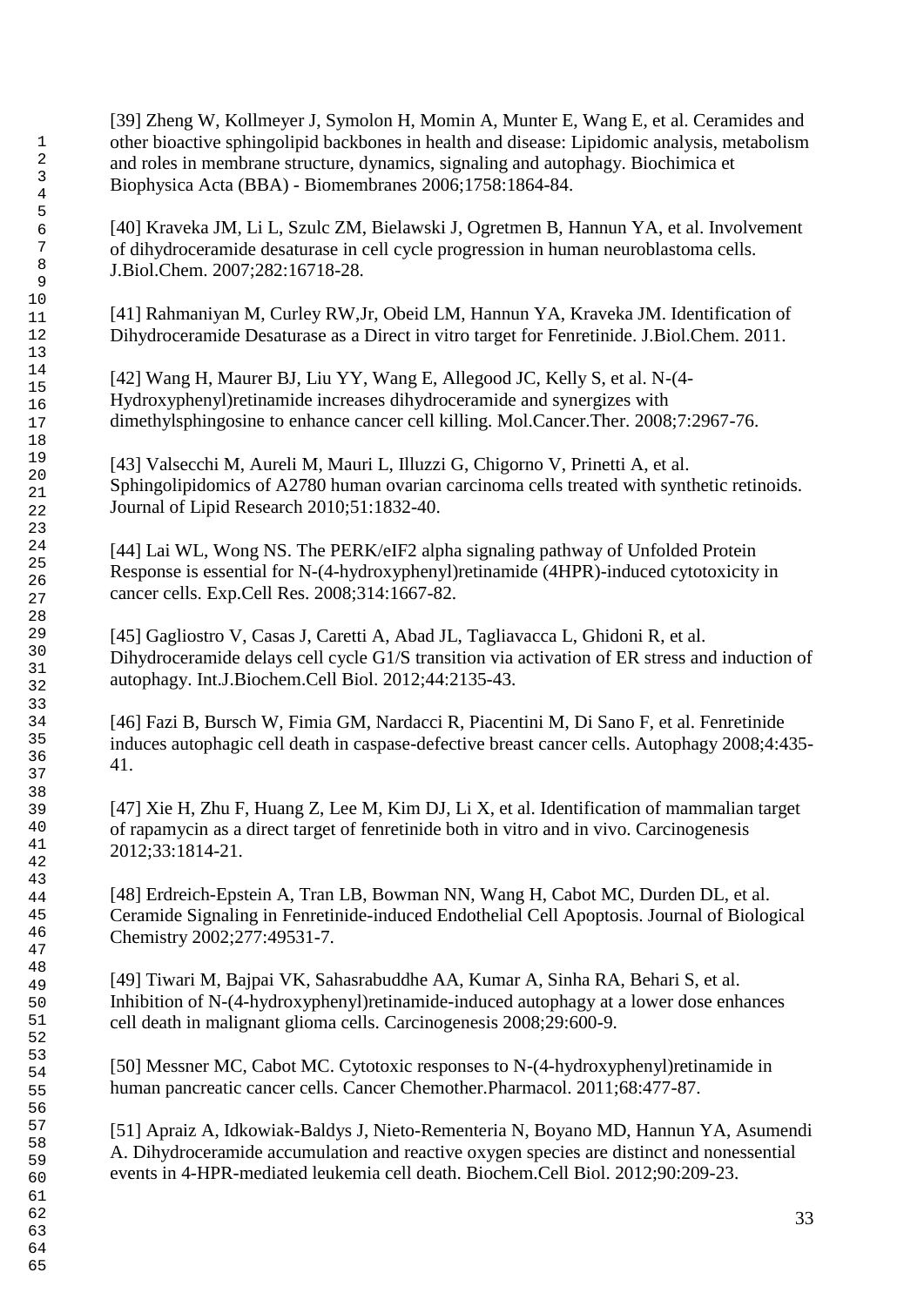[39] Zheng W, Kollmeyer J, Symolon H, Momin A, Munter E, Wang E, et al. Ceramides and other bioactive sphingolipid backbones in health and disease: Lipidomic analysis, metabolism and roles in membrane structure, dynamics, signaling and autophagy. Biochimica et Biophysica Acta (BBA) - Biomembranes 2006;1758:1864-84.

[40] Kraveka JM, Li L, Szulc ZM, Bielawski J, Ogretmen B, Hannun YA, et al. Involvement of dihydroceramide desaturase in cell cycle progression in human neuroblastoma cells. J.Biol.Chem. 2007;282:16718-28.

[41] Rahmaniyan M, Curley RW,Jr, Obeid LM, Hannun YA, Kraveka JM. Identification of Dihydroceramide Desaturase as a Direct in vitro target for Fenretinide. J.Biol.Chem. 2011.

[42] Wang H, Maurer BJ, Liu YY, Wang E, Allegood JC, Kelly S, et al. N-(4-Hydroxyphenyl)retinamide increases dihydroceramide and synergizes with dimethylsphingosine to enhance cancer cell killing. Mol.Cancer.Ther. 2008;7:2967-76.

[43] Valsecchi M, Aureli M, Mauri L, Illuzzi G, Chigorno V, Prinetti A, et al. Sphingolipidomics of A2780 human ovarian carcinoma cells treated with synthetic retinoids. Journal of Lipid Research 2010;51:1832-40.

[44] Lai WL, Wong NS. The PERK/eIF2 alpha signaling pathway of Unfolded Protein Response is essential for N-(4-hydroxyphenyl)retinamide (4HPR)-induced cytotoxicity in cancer cells. Exp.Cell Res. 2008;314:1667-82.

[45] Gagliostro V, Casas J, Caretti A, Abad JL, Tagliavacca L, Ghidoni R, et al. Dihydroceramide delays cell cycle G1/S transition via activation of ER stress and induction of autophagy. Int.J.Biochem.Cell Biol. 2012;44:2135-43.

[46] Fazi B, Bursch W, Fimia GM, Nardacci R, Piacentini M, Di Sano F, et al. Fenretinide induces autophagic cell death in caspase-defective breast cancer cells. Autophagy 2008;4:435-41.

[47] Xie H, Zhu F, Huang Z, Lee M, Kim DJ, Li X, et al. Identification of mammalian target of rapamycin as a direct target of fenretinide both in vitro and in vivo. Carcinogenesis 2012;33:1814-21.

[48] Erdreich-Epstein A, Tran LB, Bowman NN, Wang H, Cabot MC, Durden DL, et al. Ceramide Signaling in Fenretinide-induced Endothelial Cell Apoptosis. Journal of Biological Chemistry 2002;277:49531-7.

[49] Tiwari M, Bajpai VK, Sahasrabuddhe AA, Kumar A, Sinha RA, Behari S, et al. Inhibition of N-(4-hydroxyphenyl)retinamide-induced autophagy at a lower dose enhances cell death in malignant glioma cells. Carcinogenesis 2008;29:600-9.

[50] Messner MC, Cabot MC. Cytotoxic responses to N-(4-hydroxyphenyl)retinamide in human pancreatic cancer cells. Cancer Chemother.Pharmacol. 2011;68:477-87.

[51] Apraiz A, Idkowiak-Baldys J, Nieto-Rementeria N, Boyano MD, Hannun YA, Asumendi A. Dihydroceramide accumulation and reactive oxygen species are distinct and nonessential events in 4-HPR-mediated leukemia cell death. Biochem.Cell Biol. 2012;90:209-23.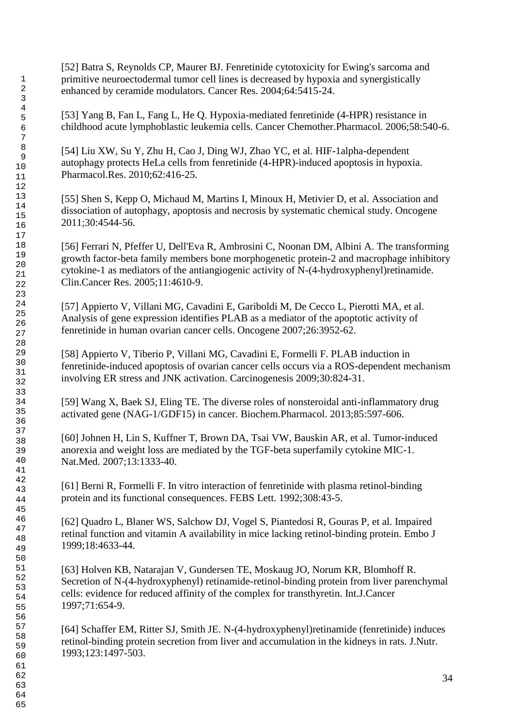[52] Batra S, Reynolds CP, Maurer BJ. Fenretinide cytotoxicity for Ewing's sarcoma and primitive neuroectodermal tumor cell lines is decreased by hypoxia and synergistically enhanced by ceramide modulators. Cancer Res. 2004;64:5415-24.

[53] Yang B, Fan L, Fang L, He Q. Hypoxia-mediated fenretinide (4-HPR) resistance in childhood acute lymphoblastic leukemia cells. Cancer Chemother.Pharmacol. 2006;58:540-6.

[54] Liu XW, Su Y, Zhu H, Cao J, Ding WJ, Zhao YC, et al. HIF-1alpha-dependent autophagy protects HeLa cells from fenretinide (4-HPR)-induced apoptosis in hypoxia. Pharmacol.Res. 2010;62:416-25.

[55] Shen S, Kepp O, Michaud M, Martins I, Minoux H, Metivier D, et al. Association and dissociation of autophagy, apoptosis and necrosis by systematic chemical study. Oncogene 2011;30:4544-56.

[56] Ferrari N, Pfeffer U, Dell'Eva R, Ambrosini C, Noonan DM, Albini A. The transforming growth factor-beta family members bone morphogenetic protein-2 and macrophage inhibitory cytokine-1 as mediators of the antiangiogenic activity of N-(4-hydroxyphenyl)retinamide. Clin.Cancer Res. 2005;11:4610-9.

[57] Appierto V, Villani MG, Cavadini E, Gariboldi M, De Cecco L, Pierotti MA, et al. Analysis of gene expression identifies PLAB as a mediator of the apoptotic activity of fenretinide in human ovarian cancer cells. Oncogene 2007;26:3952-62.

[58] Appierto V, Tiberio P, Villani MG, Cavadini E, Formelli F. PLAB induction in fenretinide-induced apoptosis of ovarian cancer cells occurs via a ROS-dependent mechanism involving ER stress and JNK activation. Carcinogenesis 2009;30:824-31.

[59] Wang X, Baek SJ, Eling TE. The diverse roles of nonsteroidal anti-inflammatory drug activated gene (NAG-1/GDF15) in cancer. Biochem.Pharmacol. 2013;85:597-606.

[60] Johnen H, Lin S, Kuffner T, Brown DA, Tsai VW, Bauskin AR, et al. Tumor-induced anorexia and weight loss are mediated by the TGF-beta superfamily cytokine MIC-1. Nat.Med. 2007;13:1333-40.

[61] Berni R, Formelli F. In vitro interaction of fenretinide with plasma retinol-binding protein and its functional consequences. FEBS Lett. 1992;308:43-5.

[62] Quadro L, Blaner WS, Salchow DJ, Vogel S, Piantedosi R, Gouras P, et al. Impaired retinal function and vitamin A availability in mice lacking retinol-binding protein. Embo J 1999;18:4633-44.

[63] Holven KB, Natarajan V, Gundersen TE, Moskaug JO, Norum KR, Blomhoff R. Secretion of N-(4-hydroxyphenyl) retinamide-retinol-binding protein from liver parenchymal cells: evidence for reduced affinity of the complex for transthyretin. Int.J.Cancer 1997;71:654-9.

[64] Schaffer EM, Ritter SJ, Smith JE. N-(4-hydroxyphenyl)retinamide (fenretinide) induces retinol-binding protein secretion from liver and accumulation in the kidneys in rats. J.Nutr. 1993;123:1497-503.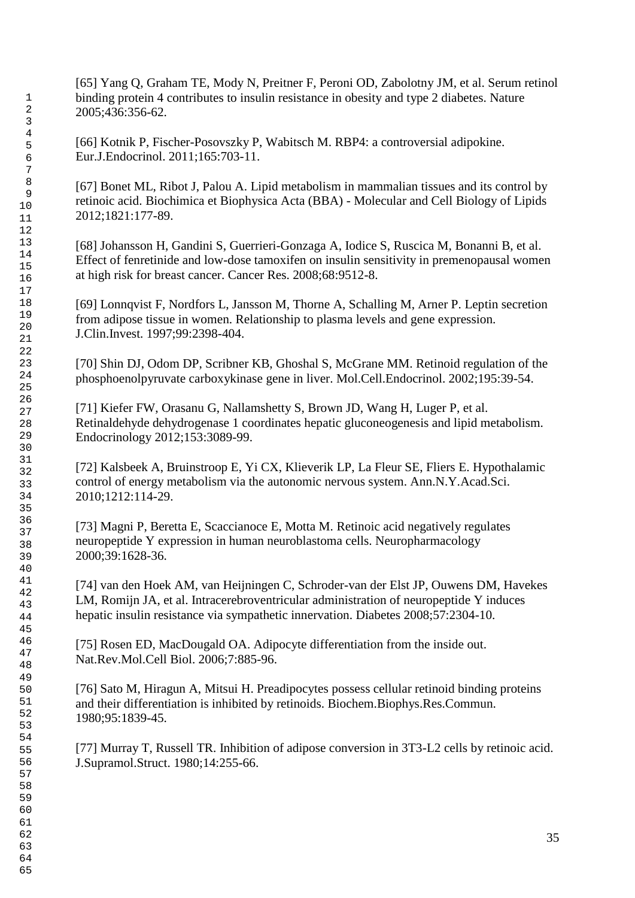[65] Yang Q, Graham TE, Mody N, Preitner F, Peroni OD, Zabolotny JM, et al. Serum retinol binding protein 4 contributes to insulin resistance in obesity and type 2 diabetes. Nature 2005;436:356-62.

[66] Kotnik P, Fischer-Posovszky P, Wabitsch M. RBP4: a controversial adipokine. Eur.J.Endocrinol. 2011;165:703-11.

[67] Bonet ML, Ribot J, Palou A. Lipid metabolism in mammalian tissues and its control by retinoic acid. Biochimica et Biophysica Acta (BBA) - Molecular and Cell Biology of Lipids 2012;1821:177-89.

[68] Johansson H, Gandini S, Guerrieri-Gonzaga A, Iodice S, Ruscica M, Bonanni B, et al. Effect of fenretinide and low-dose tamoxifen on insulin sensitivity in premenopausal women at high risk for breast cancer. Cancer Res. 2008;68:9512-8.

[69] Lonnqvist F, Nordfors L, Jansson M, Thorne A, Schalling M, Arner P. Leptin secretion from adipose tissue in women. Relationship to plasma levels and gene expression. J.Clin.Invest. 1997;99:2398-404.

[70] Shin DJ, Odom DP, Scribner KB, Ghoshal S, McGrane MM. Retinoid regulation of the phosphoenolpyruvate carboxykinase gene in liver. Mol.Cell.Endocrinol. 2002;195:39-54.

[71] Kiefer FW, Orasanu G, Nallamshetty S, Brown JD, Wang H, Luger P, et al. Retinaldehyde dehydrogenase 1 coordinates hepatic gluconeogenesis and lipid metabolism. Endocrinology 2012;153:3089-99.

[72] Kalsbeek A, Bruinstroop E, Yi CX, Klieverik LP, La Fleur SE, Fliers E. Hypothalamic control of energy metabolism via the autonomic nervous system. Ann.N.Y.Acad.Sci. 2010;1212:114-29.

[73] Magni P, Beretta E, Scaccianoce E, Motta M. Retinoic acid negatively regulates neuropeptide Y expression in human neuroblastoma cells. Neuropharmacology 2000;39:1628-36.

[74] van den Hoek AM, van Heijningen C, Schroder-van der Elst JP, Ouwens DM, Havekes LM, Romijn JA, et al. Intracerebroventricular administration of neuropeptide Y induces hepatic insulin resistance via sympathetic innervation. Diabetes 2008;57:2304-10.

[75] Rosen ED, MacDougald OA. Adipocyte differentiation from the inside out. Nat.Rev.Mol.Cell Biol. 2006;7:885-96.

[76] Sato M, Hiragun A, Mitsui H. Preadipocytes possess cellular retinoid binding proteins and their differentiation is inhibited by retinoids. Biochem.Biophys.Res.Commun. 1980;95:1839-45.

[77] Murray T, Russell TR. Inhibition of adipose conversion in 3T3-L2 cells by retinoic acid. J.Supramol.Struct. 1980;14:255-66.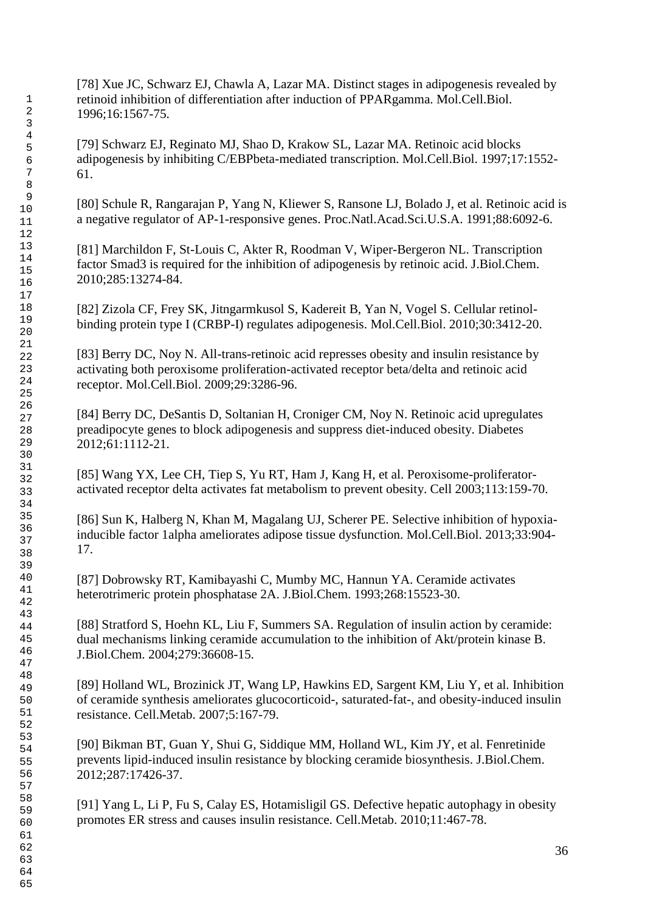[78] Xue JC, Schwarz EJ, Chawla A, Lazar MA. Distinct stages in adipogenesis revealed by retinoid inhibition of differentiation after induction of PPARgamma. Mol.Cell.Biol. 1996;16:1567-75.

[79] Schwarz EJ, Reginato MJ, Shao D, Krakow SL, Lazar MA. Retinoic acid blocks adipogenesis by inhibiting C/EBPbeta-mediated transcription. Mol.Cell.Biol. 1997;17:1552-61.

[80] Schule R, Rangarajan P, Yang N, Kliewer S, Ransone LJ, Bolado J, et al. Retinoic acid is a negative regulator of AP-1-responsive genes. Proc.Natl.Acad.Sci.U.S.A. 1991;88:6092-6.

[81] Marchildon F, St-Louis C, Akter R, Roodman V, Wiper-Bergeron NL. Transcription factor Smad3 is required for the inhibition of adipogenesis by retinoic acid. J.Biol.Chem. 2010;285:13274-84.

[82] Zizola CF, Frey SK, Jitngarmkusol S, Kadereit B, Yan N, Vogel S. Cellular retinol-binding protein type I (CRBP-I) regulates adipogenesis. Mol.Cell.Biol. 2010;30:3412-20.

[83] Berry DC, Noy N. All-trans-retinoic acid represses obesity and insulin resistance by activating both peroxisome proliferation-activated receptor beta/delta and retinoic acid receptor. Mol.Cell.Biol. 2009;29:3286-96.

[84] Berry DC, DeSantis D, Soltanian H, Croniger CM, Noy N. Retinoic acid upregulates preadipocyte genes to block adipogenesis and suppress diet-induced obesity. Diabetes 2012;61:1112-21.

[85] Wang YX, Lee CH, Tiep S, Yu RT, Ham J, Kang H, et al. Peroxisome-proliferator-activated receptor delta activates fat metabolism to prevent obesity. Cell 2003;113:159-70.

[86] Sun K, Halberg N, Khan M, Magalang UJ, Scherer PE. Selective inhibition of hypoxia-inducible factor 1alpha ameliorates adipose tissue dysfunction. Mol.Cell.Biol. 2013;33:904-17.

[87] Dobrowsky RT, Kamibayashi C, Mumby MC, Hannun YA. Ceramide activates heterotrimeric protein phosphatase 2A. J.Biol.Chem. 1993;268:15523-30.

[88] Stratford S, Hoehn KL, Liu F, Summers SA. Regulation of insulin action by ceramide: dual mechanisms linking ceramide accumulation to the inhibition of Akt/protein kinase B. J.Biol.Chem. 2004;279:36608-15.

[89] Holland WL, Brozinick JT, Wang LP, Hawkins ED, Sargent KM, Liu Y, et al. Inhibition of ceramide synthesis ameliorates glucocorticoid-, saturated-fat-, and obesity-induced insulin resistance. Cell.Metab. 2007;5:167-79.

[90] Bikman BT, Guan Y, Shui G, Siddique MM, Holland WL, Kim JY, et al. Fenretinide prevents lipid-induced insulin resistance by blocking ceramide biosynthesis. J.Biol.Chem. 2012;287:17426-37.

[91] Yang L, Li P, Fu S, Calay ES, Hotamisligil GS. Defective hepatic autophagy in obesity promotes ER stress and causes insulin resistance. Cell.Metab. 2010;11:467-78.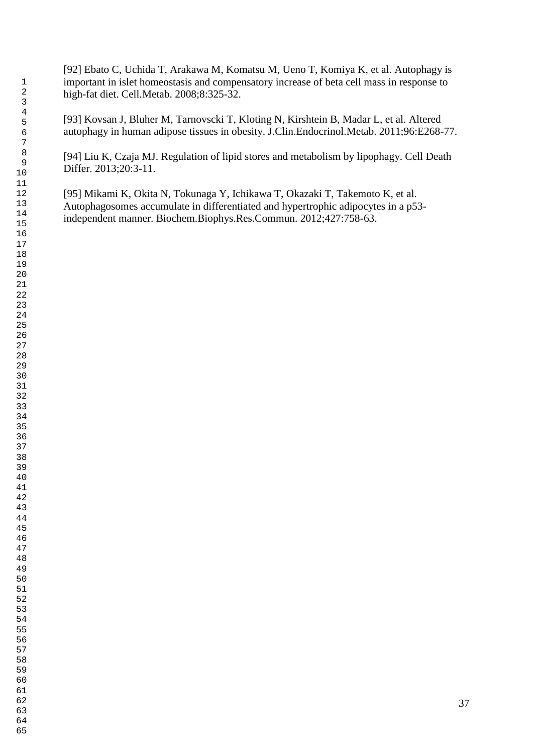[92] Ebato C, Uchida T, Arakawa M, Komatsu M, Ueno T, Komiya K, et al. Autophagy is important in islet homeostasis and compensatory increase of beta cell mass in response to high-fat diet. Cell.Metab. 2008;8:325-32.

[93] Kovsan J, Bluher M, Tarnovscki T, Kloting N, Kirshtein B, Madar L, et al. Altered autophagy in human adipose tissues in obesity. J.Clin.Endocrinol.Metab. 2011;96:E268-77.

[94] Liu K, Czaja MJ. Regulation of lipid stores and metabolism by lipophagy. Cell Death Differ. 2013;20:3-11.

[95] Mikami K, Okita N, Tokunaga Y, Ichikawa T, Okazaki T, Takemoto K, et al. Autophagosomes accumulate in differentiated and hypertrophic adipocytes in a p53-independent manner. Biochem.Biophys.Res.Commun. 2012;427:758-63.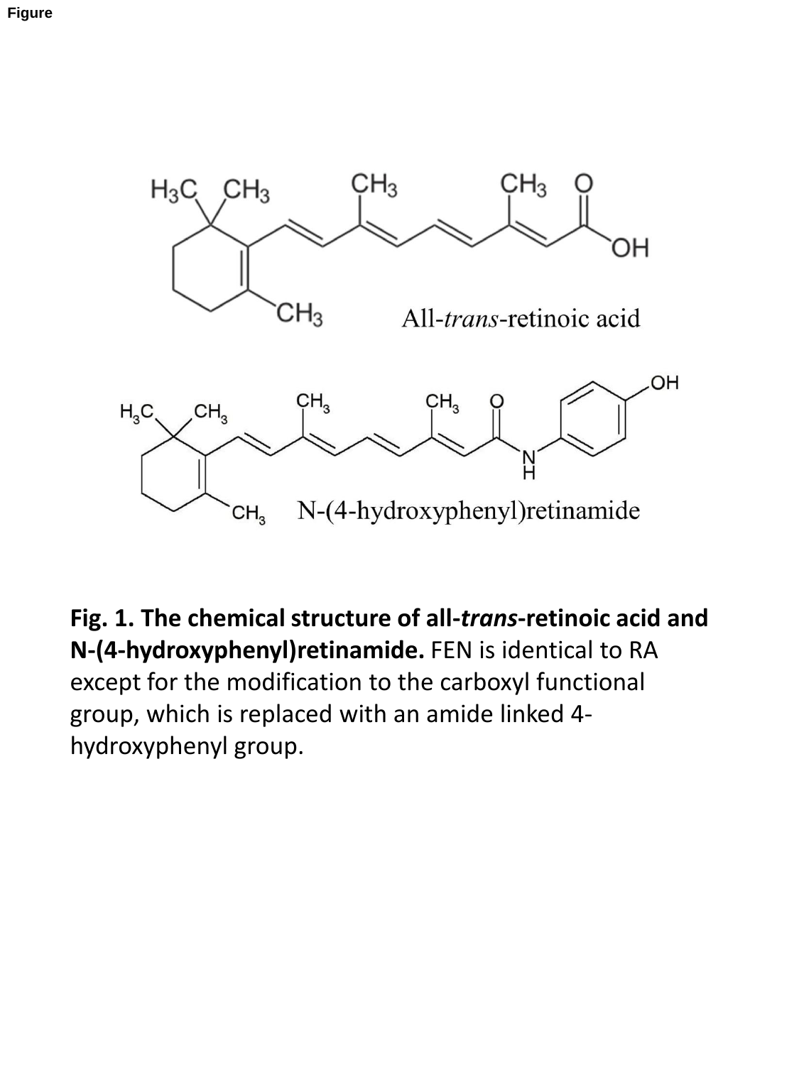Figure

**Fig. 1. The chemical structure of all-*trans*-retinoic acid and N-(4-hydroxyphenyl)retinamide.** FEN is identical to RA except for the modification to the carboxyl functional group, which is replaced with an amide linked 4-hydroxyphenyl group.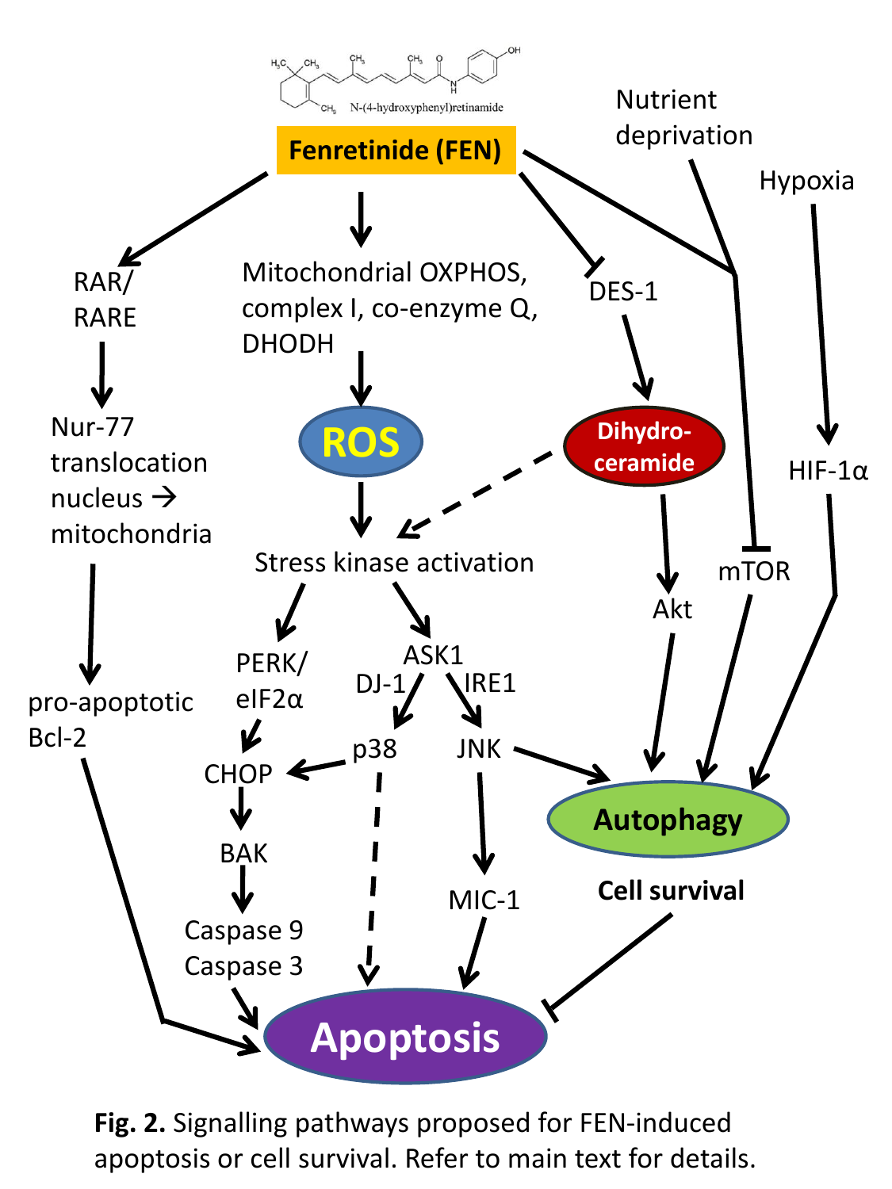**Fig. 2.** Signalling pathways proposed for FEN-induced apoptosis or cell survival. Refer to main text for details.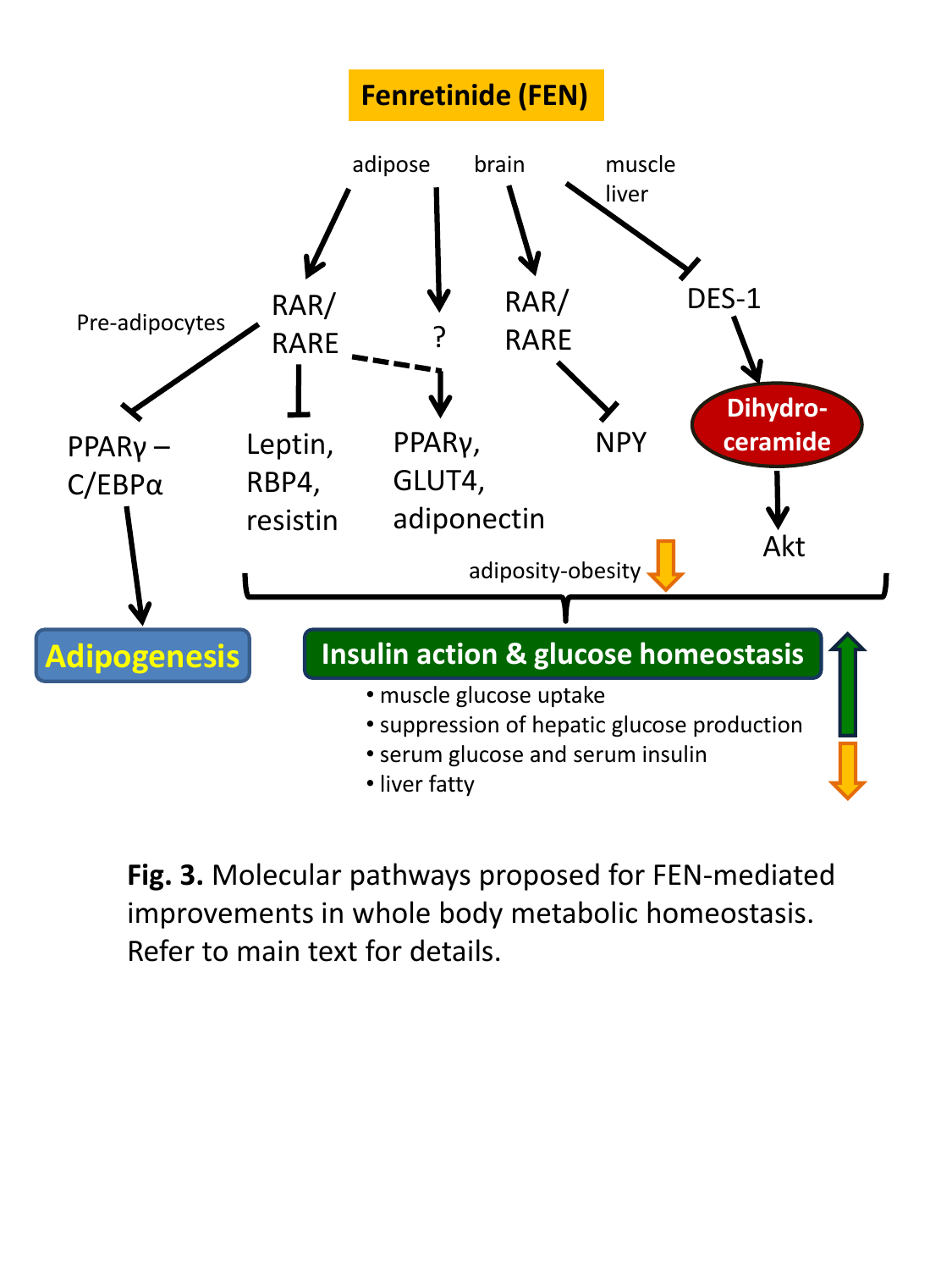Fenretinide (FEN)

adipose

brain

muscle
liver

Pre-adipocytes

RAR/
RARE

?

RAR/
RARE

DES-1

PPARγ –
C/EBPα

Leptin,
RBP4,
resistin

PPARγ,
GLUT4,
adiponectin

NPY

Dihydro-
ceramide

Akt

adiposity-obesity

Adipogenesis

Insulin action & glucose homeostasis

- muscle glucose uptake
- suppression of hepatic glucose production
- serum glucose and serum insulin
- liver fatty

**Fig. 3.** Molecular pathways proposed for FEN-mediated improvements in whole body metabolic homeostasis. Refer to main text for details.